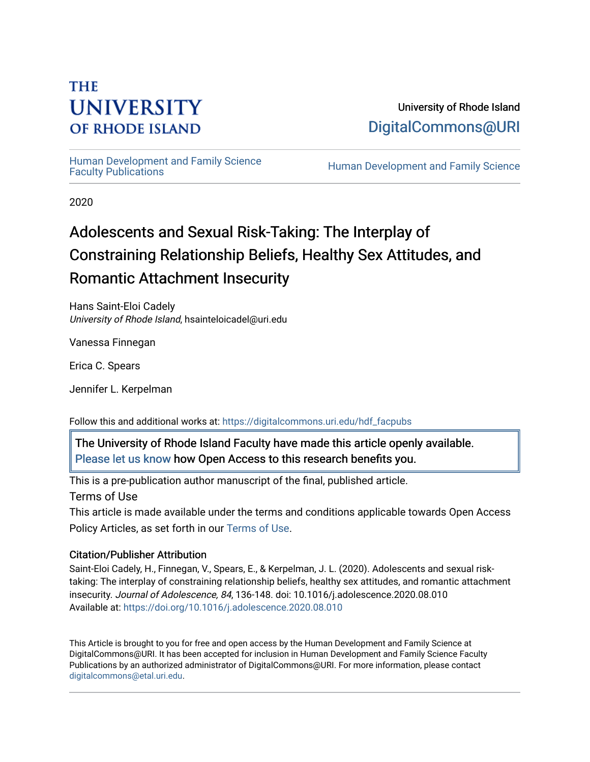THE UNIVERSITY OF RHODE ISLAND

University of Rhode Island
DigitalCommons@URI

Human Development and Family Science Faculty Publications

Human Development and Family Science

2020

# Adolescents and Sexual Risk-Taking: The Interplay of Constraining Relationship Beliefs, Healthy Sex Attitudes, and Romantic Attachment Insecurity

Hans Saint-Eloi Cadely
*University of Rhode Island*, hsainteloicadel@uri.edu

Vanessa Finnegan

Erica C. Spears

Jennifer L. Kerpelman

Follow this and additional works at: https://digitalcommons.uri.edu/hdf_facpubs

The University of Rhode Island Faculty have made this article openly available. Please let us know how Open Access to this research benefits you.

This is a pre-publication author manuscript of the final, published article.

Terms of Use

This article is made available under the terms and conditions applicable towards Open Access Policy Articles, as set forth in our Terms of Use.

### Citation/Publisher Attribution

Saint-Eloi Cadely, H., Finnegan, V., Spears, E., & Kerpelman, J. L. (2020). Adolescents and sexual risk-taking: The interplay of constraining relationship beliefs, healthy sex attitudes, and romantic attachment insecurity. *Journal of Adolescence, 84*, 136-148. doi: 10.1016/j.adolescence.2020.08.010
Available at: https://doi.org/10.1016/j.adolescence.2020.08.010

This Article is brought to you for free and open access by the Human Development and Family Science at DigitalCommons@URI. It has been accepted for inclusion in Human Development and Family Science Faculty Publications by an authorized administrator of DigitalCommons@URI. For more information, please contact digitalcommons@etal.uri.edu.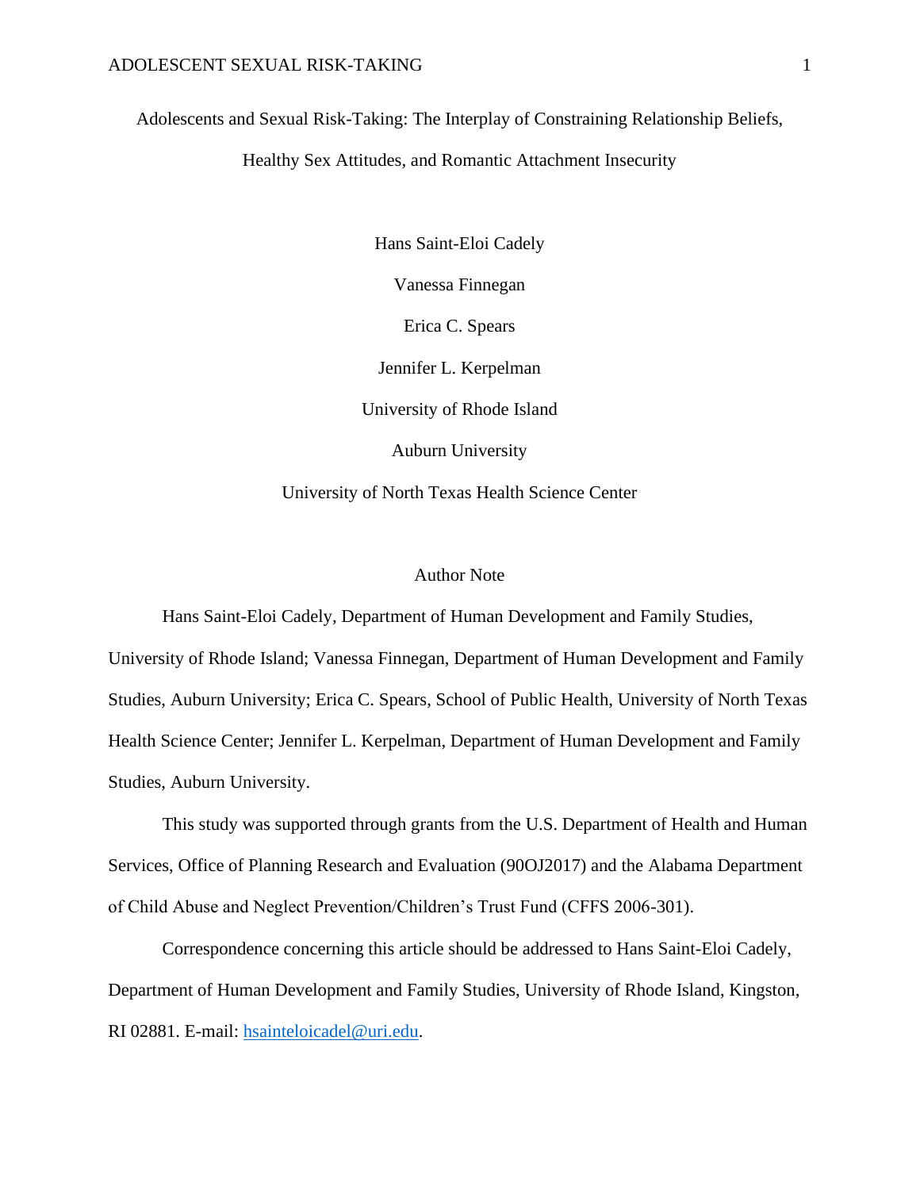# Adolescents and Sexual Risk-Taking: The Interplay of Constraining Relationship Beliefs, Healthy Sex Attitudes, and Romantic Attachment Insecurity

Hans Saint-Eloi Cadely

Vanessa Finnegan

Erica C. Spears

Jennifer L. Kerpelman

University of Rhode Island

Auburn University

University of North Texas Health Science Center

## Author Note

Hans Saint-Eloi Cadely, Department of Human Development and Family Studies, University of Rhode Island; Vanessa Finnegan, Department of Human Development and Family Studies, Auburn University; Erica C. Spears, School of Public Health, University of North Texas Health Science Center; Jennifer L. Kerpelman, Department of Human Development and Family Studies, Auburn University.

This study was supported through grants from the U.S. Department of Health and Human Services, Office of Planning Research and Evaluation (90OJ2017) and the Alabama Department of Child Abuse and Neglect Prevention/Children's Trust Fund (CFFS 2006-301).

Correspondence concerning this article should be addressed to Hans Saint-Eloi Cadely, Department of Human Development and Family Studies, University of Rhode Island, Kingston, RI 02881. E-mail: hsainteloicadel@uri.edu.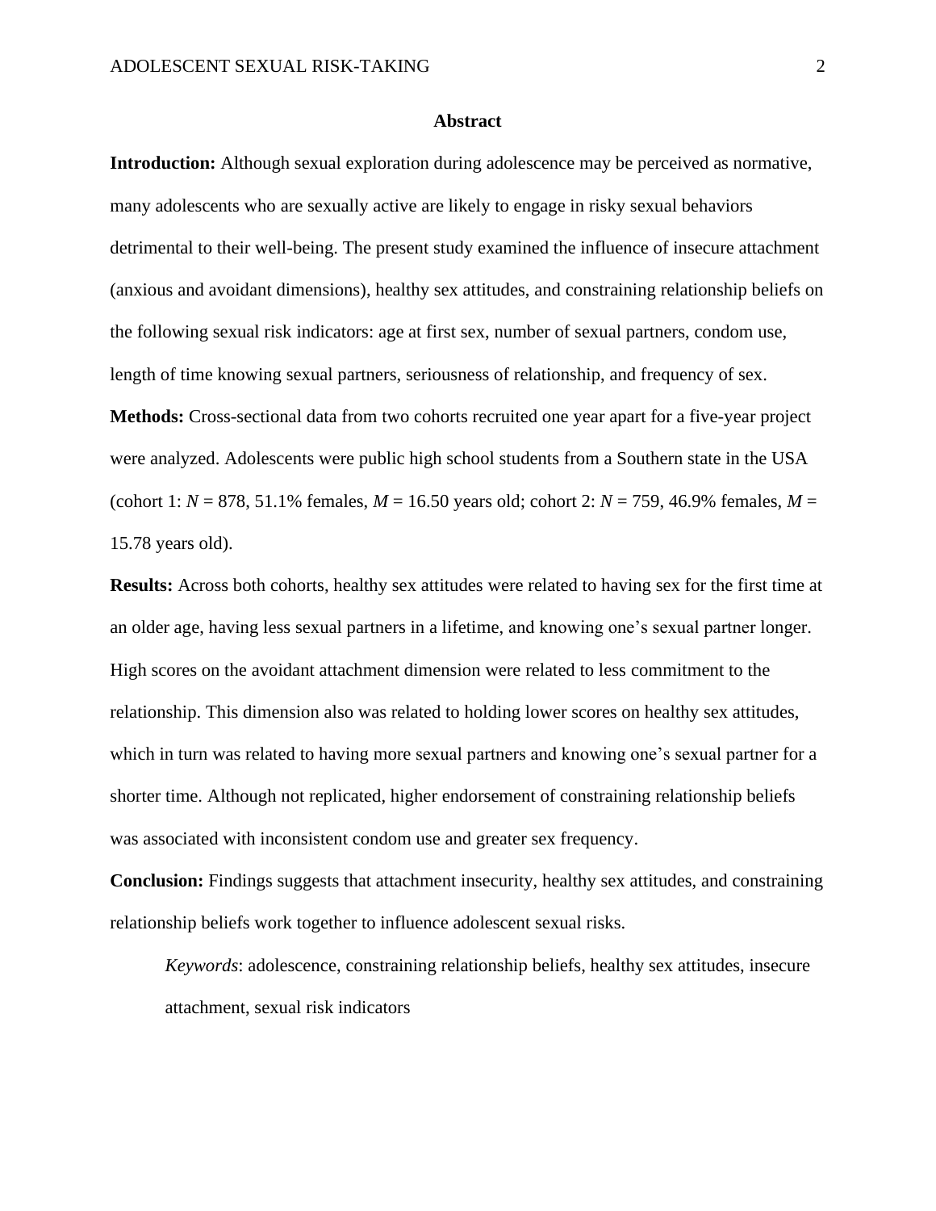## Abstract

**Introduction:** Although sexual exploration during adolescence may be perceived as normative, many adolescents who are sexually active are likely to engage in risky sexual behaviors detrimental to their well-being. The present study examined the influence of insecure attachment (anxious and avoidant dimensions), healthy sex attitudes, and constraining relationship beliefs on the following sexual risk indicators: age at first sex, number of sexual partners, condom use, length of time knowing sexual partners, seriousness of relationship, and frequency of sex.

**Methods:** Cross-sectional data from two cohorts recruited one year apart for a five-year project were analyzed. Adolescents were public high school students from a Southern state in the USA (cohort 1: $N$ = 878, 51.1% females, $M$ = 16.50 years old; cohort 2: $N$ = 759, 46.9% females, $M$ = 15.78 years old).

**Results:** Across both cohorts, healthy sex attitudes were related to having sex for the first time at an older age, having less sexual partners in a lifetime, and knowing one's sexual partner longer. High scores on the avoidant attachment dimension were related to less commitment to the relationship. This dimension also was related to holding lower scores on healthy sex attitudes, which in turn was related to having more sexual partners and knowing one's sexual partner for a shorter time. Although not replicated, higher endorsement of constraining relationship beliefs was associated with inconsistent condom use and greater sex frequency.

**Conclusion:** Findings suggests that attachment insecurity, healthy sex attitudes, and constraining relationship beliefs work together to influence adolescent sexual risks.

*Keywords*: adolescence, constraining relationship beliefs, healthy sex attitudes, insecure attachment, sexual risk indicators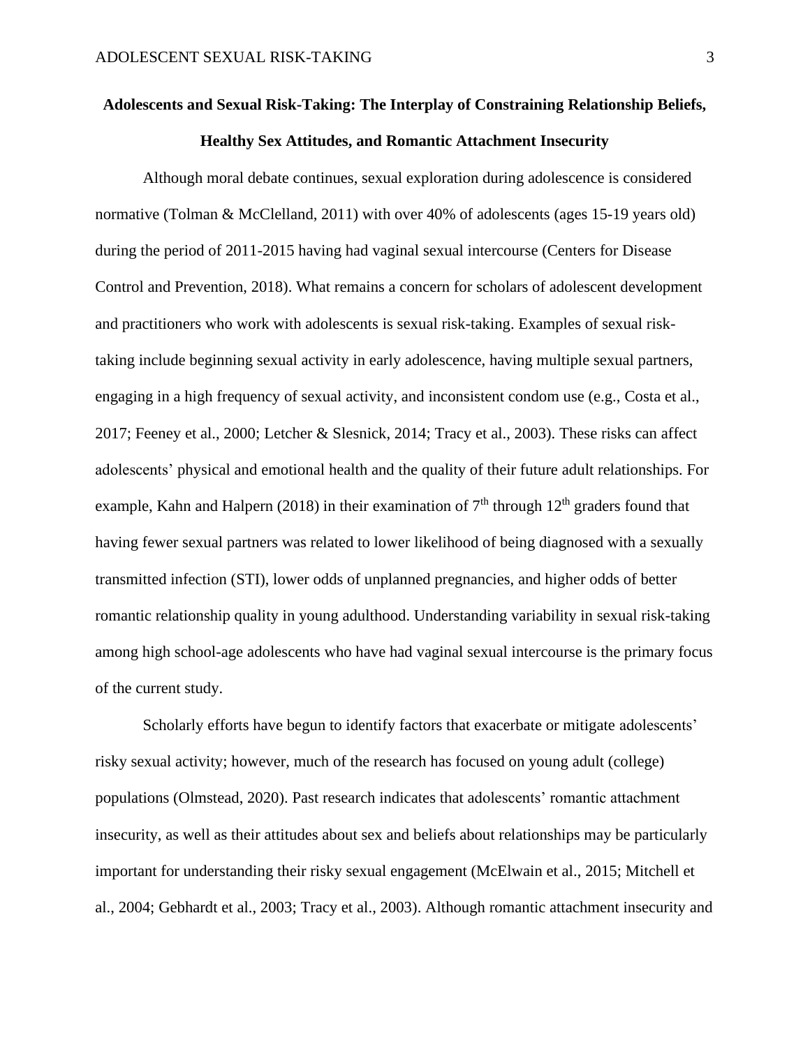**Adolescents and Sexual Risk-Taking: The Interplay of Constraining Relationship Beliefs, Healthy Sex Attitudes, and Romantic Attachment Insecurity**

Although moral debate continues, sexual exploration during adolescence is considered normative (Tolman & McClelland, 2011) with over 40% of adolescents (ages 15-19 years old) during the period of 2011-2015 having had vaginal sexual intercourse (Centers for Disease Control and Prevention, 2018). What remains a concern for scholars of adolescent development and practitioners who work with adolescents is sexual risk-taking. Examples of sexual risk-taking include beginning sexual activity in early adolescence, having multiple sexual partners, engaging in a high frequency of sexual activity, and inconsistent condom use (e.g., Costa et al., 2017; Feeney et al., 2000; Letcher & Slesnick, 2014; Tracy et al., 2003). These risks can affect adolescents' physical and emotional health and the quality of their future adult relationships. For example, Kahn and Halpern (2018) in their examination of 7th through 12th graders found that having fewer sexual partners was related to lower likelihood of being diagnosed with a sexually transmitted infection (STI), lower odds of unplanned pregnancies, and higher odds of better romantic relationship quality in young adulthood. Understanding variability in sexual risk-taking among high school-age adolescents who have had vaginal sexual intercourse is the primary focus of the current study.

Scholarly efforts have begun to identify factors that exacerbate or mitigate adolescents' risky sexual activity; however, much of the research has focused on young adult (college) populations (Olmstead, 2020). Past research indicates that adolescents' romantic attachment insecurity, as well as their attitudes about sex and beliefs about relationships may be particularly important for understanding their risky sexual engagement (McElwain et al., 2015; Mitchell et al., 2004; Gebhardt et al., 2003; Tracy et al., 2003). Although romantic attachment insecurity and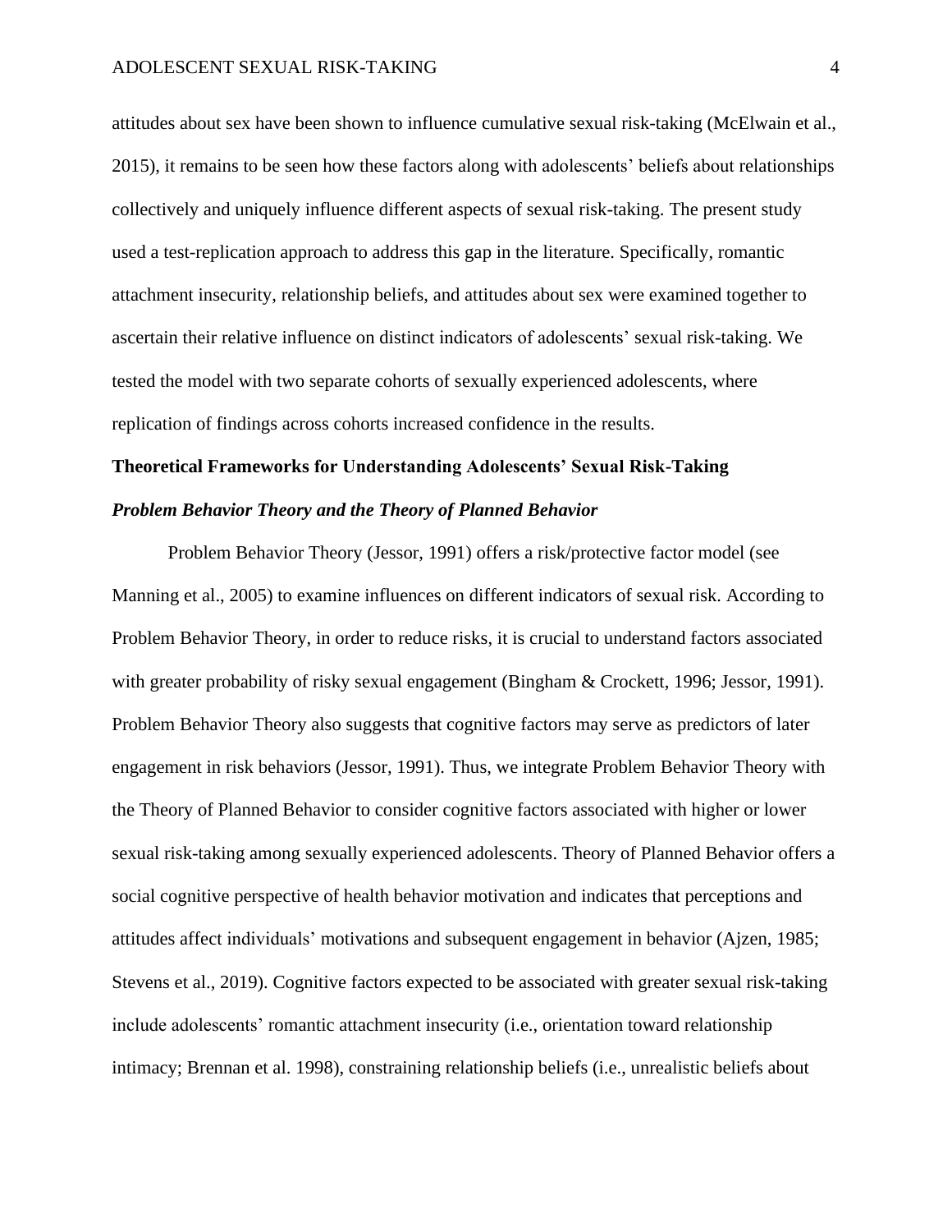attitudes about sex have been shown to influence cumulative sexual risk-taking (McElwain et al., 2015), it remains to be seen how these factors along with adolescents' beliefs about relationships collectively and uniquely influence different aspects of sexual risk-taking. The present study used a test-replication approach to address this gap in the literature. Specifically, romantic attachment insecurity, relationship beliefs, and attitudes about sex were examined together to ascertain their relative influence on distinct indicators of adolescents' sexual risk-taking. We tested the model with two separate cohorts of sexually experienced adolescents, where replication of findings across cohorts increased confidence in the results.

## Theoretical Frameworks for Understanding Adolescents' Sexual Risk-Taking

### *Problem Behavior Theory and the Theory of Planned Behavior*

Problem Behavior Theory (Jessor, 1991) offers a risk/protective factor model (see Manning et al., 2005) to examine influences on different indicators of sexual risk. According to Problem Behavior Theory, in order to reduce risks, it is crucial to understand factors associated with greater probability of risky sexual engagement (Bingham & Crockett, 1996; Jessor, 1991). Problem Behavior Theory also suggests that cognitive factors may serve as predictors of later engagement in risk behaviors (Jessor, 1991). Thus, we integrate Problem Behavior Theory with the Theory of Planned Behavior to consider cognitive factors associated with higher or lower sexual risk-taking among sexually experienced adolescents. Theory of Planned Behavior offers a social cognitive perspective of health behavior motivation and indicates that perceptions and attitudes affect individuals' motivations and subsequent engagement in behavior (Ajzen, 1985; Stevens et al., 2019). Cognitive factors expected to be associated with greater sexual risk-taking include adolescents' romantic attachment insecurity (i.e., orientation toward relationship intimacy; Brennan et al. 1998), constraining relationship beliefs (i.e., unrealistic beliefs about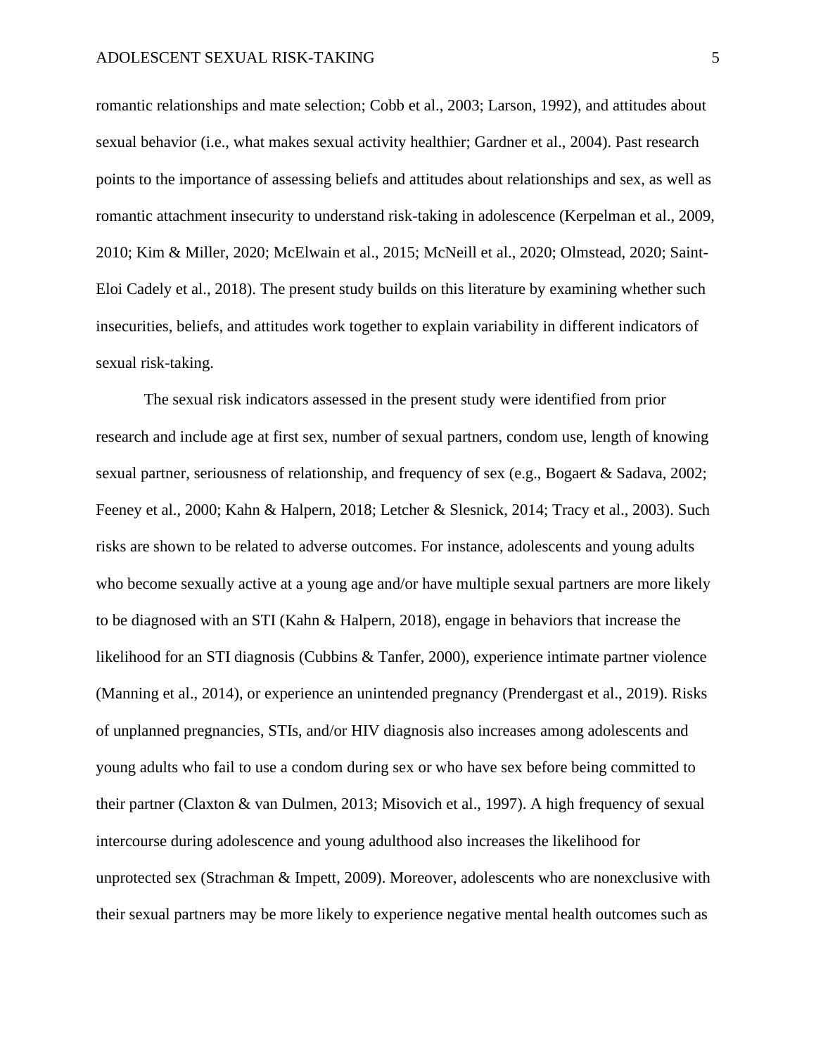romantic relationships and mate selection; Cobb et al., 2003; Larson, 1992), and attitudes about sexual behavior (i.e., what makes sexual activity healthier; Gardner et al., 2004). Past research points to the importance of assessing beliefs and attitudes about relationships and sex, as well as romantic attachment insecurity to understand risk-taking in adolescence (Kerpelman et al., 2009, 2010; Kim & Miller, 2020; McElwain et al., 2015; McNeill et al., 2020; Olmstead, 2020; Saint-Eloi Cadely et al., 2018). The present study builds on this literature by examining whether such insecurities, beliefs, and attitudes work together to explain variability in different indicators of sexual risk-taking.

The sexual risk indicators assessed in the present study were identified from prior research and include age at first sex, number of sexual partners, condom use, length of knowing sexual partner, seriousness of relationship, and frequency of sex (e.g., Bogaert & Sadava, 2002; Feeney et al., 2000; Kahn & Halpern, 2018; Letcher & Slesnick, 2014; Tracy et al., 2003). Such risks are shown to be related to adverse outcomes. For instance, adolescents and young adults who become sexually active at a young age and/or have multiple sexual partners are more likely to be diagnosed with an STI (Kahn & Halpern, 2018), engage in behaviors that increase the likelihood for an STI diagnosis (Cubbins & Tanfer, 2000), experience intimate partner violence (Manning et al., 2014), or experience an unintended pregnancy (Prendergast et al., 2019). Risks of unplanned pregnancies, STIs, and/or HIV diagnosis also increases among adolescents and young adults who fail to use a condom during sex or who have sex before being committed to their partner (Claxton & van Dulmen, 2013; Misovich et al., 1997). A high frequency of sexual intercourse during adolescence and young adulthood also increases the likelihood for unprotected sex (Strachman & Impett, 2009). Moreover, adolescents who are nonexclusive with their sexual partners may be more likely to experience negative mental health outcomes such as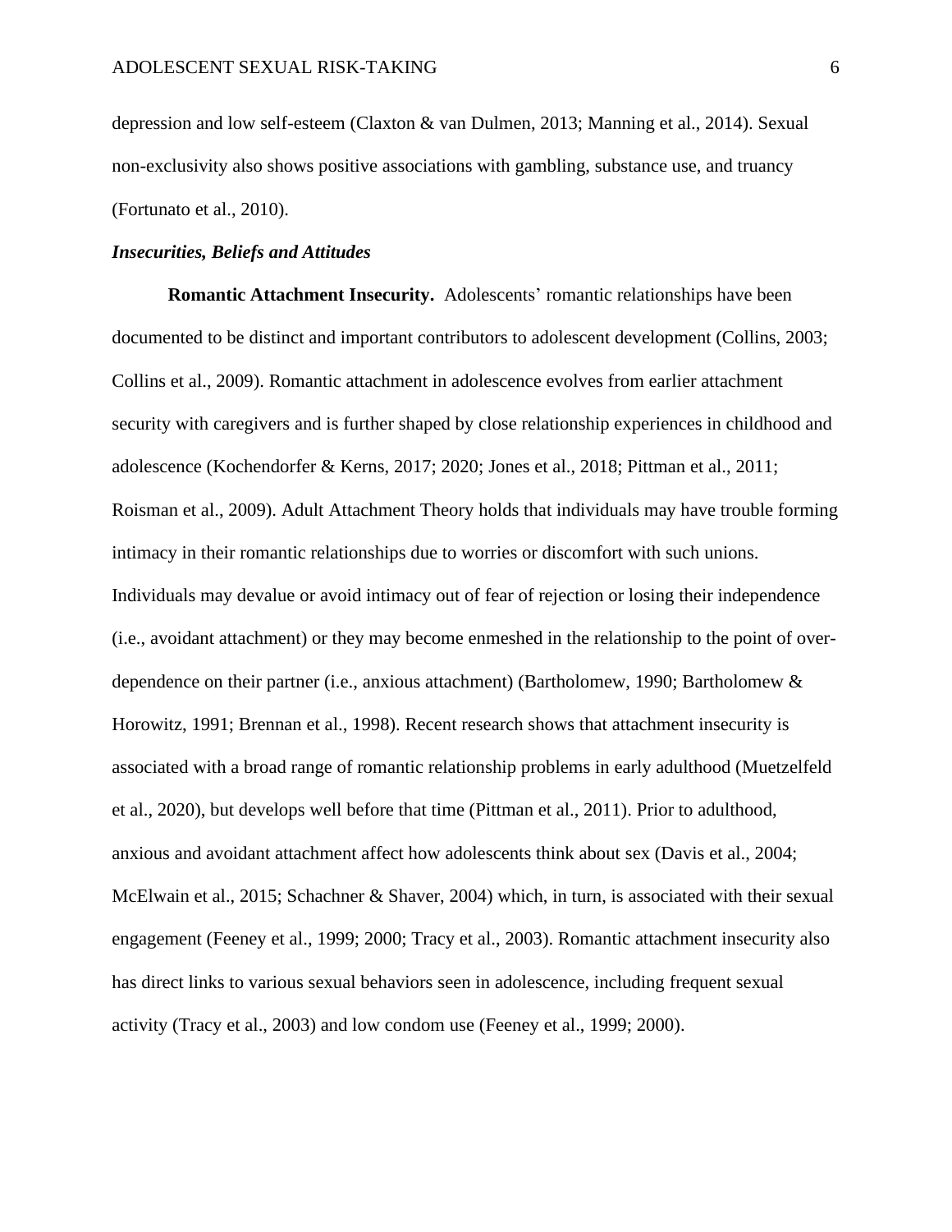depression and low self-esteem (Claxton & van Dulmen, 2013; Manning et al., 2014). Sexual non-exclusivity also shows positive associations with gambling, substance use, and truancy (Fortunato et al., 2010).

### *Insecurities, Beliefs and Attitudes*

**Romantic Attachment Insecurity.** Adolescents' romantic relationships have been documented to be distinct and important contributors to adolescent development (Collins, 2003; Collins et al., 2009). Romantic attachment in adolescence evolves from earlier attachment security with caregivers and is further shaped by close relationship experiences in childhood and adolescence (Kochendorfer & Kerns, 2017; 2020; Jones et al., 2018; Pittman et al., 2011; Roisman et al., 2009). Adult Attachment Theory holds that individuals may have trouble forming intimacy in their romantic relationships due to worries or discomfort with such unions. Individuals may devalue or avoid intimacy out of fear of rejection or losing their independence (i.e., avoidant attachment) or they may become enmeshed in the relationship to the point of over-dependence on their partner (i.e., anxious attachment) (Bartholomew, 1990; Bartholomew & Horowitz, 1991; Brennan et al., 1998). Recent research shows that attachment insecurity is associated with a broad range of romantic relationship problems in early adulthood (Muetzelfeld et al., 2020), but develops well before that time (Pittman et al., 2011). Prior to adulthood, anxious and avoidant attachment affect how adolescents think about sex (Davis et al., 2004; McElwain et al., 2015; Schachner & Shaver, 2004) which, in turn, is associated with their sexual engagement (Feeney et al., 1999; 2000; Tracy et al., 2003). Romantic attachment insecurity also has direct links to various sexual behaviors seen in adolescence, including frequent sexual activity (Tracy et al., 2003) and low condom use (Feeney et al., 1999; 2000).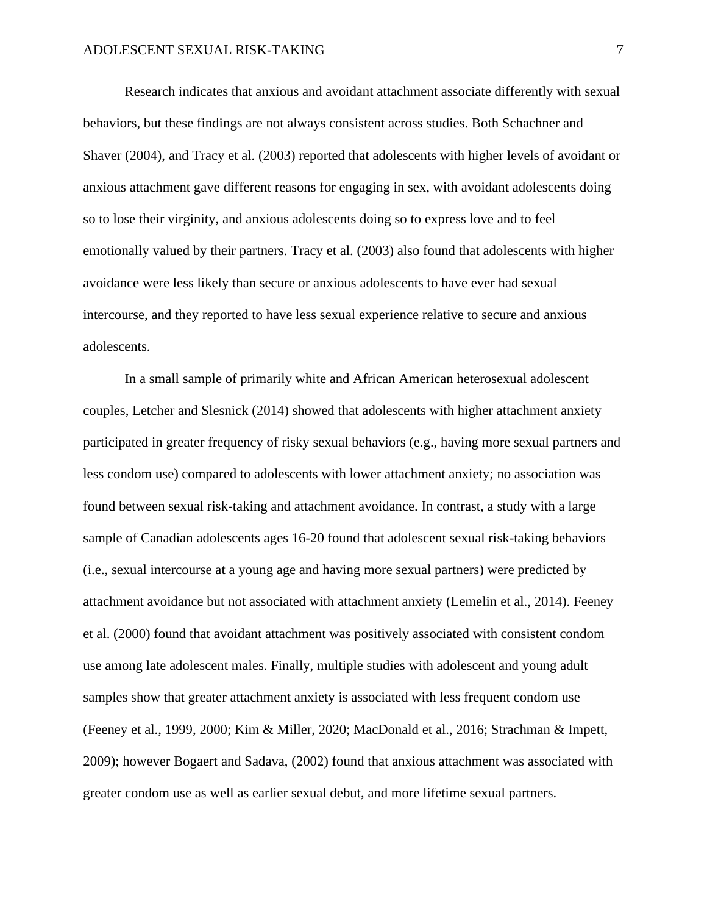Research indicates that anxious and avoidant attachment associate differently with sexual behaviors, but these findings are not always consistent across studies. Both Schachner and Shaver (2004), and Tracy et al. (2003) reported that adolescents with higher levels of avoidant or anxious attachment gave different reasons for engaging in sex, with avoidant adolescents doing so to lose their virginity, and anxious adolescents doing so to express love and to feel emotionally valued by their partners. Tracy et al. (2003) also found that adolescents with higher avoidance were less likely than secure or anxious adolescents to have ever had sexual intercourse, and they reported to have less sexual experience relative to secure and anxious adolescents.

In a small sample of primarily white and African American heterosexual adolescent couples, Letcher and Slesnick (2014) showed that adolescents with higher attachment anxiety participated in greater frequency of risky sexual behaviors (e.g., having more sexual partners and less condom use) compared to adolescents with lower attachment anxiety; no association was found between sexual risk-taking and attachment avoidance. In contrast, a study with a large sample of Canadian adolescents ages 16-20 found that adolescent sexual risk-taking behaviors (i.e., sexual intercourse at a young age and having more sexual partners) were predicted by attachment avoidance but not associated with attachment anxiety (Lemelin et al., 2014). Feeney et al. (2000) found that avoidant attachment was positively associated with consistent condom use among late adolescent males. Finally, multiple studies with adolescent and young adult samples show that greater attachment anxiety is associated with less frequent condom use (Feeney et al., 1999, 2000; Kim & Miller, 2020; MacDonald et al., 2016; Strachman & Impett, 2009); however Bogaert and Sadava, (2002) found that anxious attachment was associated with greater condom use as well as earlier sexual debut, and more lifetime sexual partners.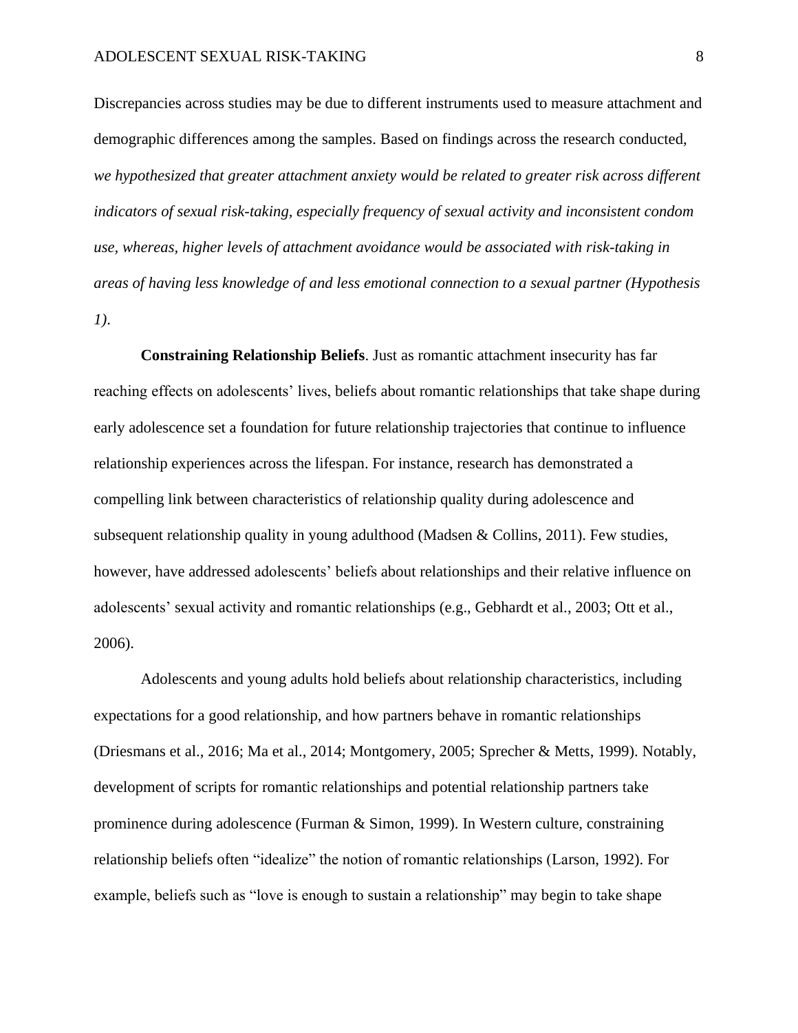Discrepancies across studies may be due to different instruments used to measure attachment and demographic differences among the samples. Based on findings across the research conducted, *we hypothesized that greater attachment anxiety would be related to greater risk across different indicators of sexual risk-taking, especially frequency of sexual activity and inconsistent condom use, whereas, higher levels of attachment avoidance would be associated with risk-taking in areas of having less knowledge of and less emotional connection to a sexual partner (Hypothesis 1).*

**Constraining Relationship Beliefs**. Just as romantic attachment insecurity has far reaching effects on adolescents' lives, beliefs about romantic relationships that take shape during early adolescence set a foundation for future relationship trajectories that continue to influence relationship experiences across the lifespan. For instance, research has demonstrated a compelling link between characteristics of relationship quality during adolescence and subsequent relationship quality in young adulthood (Madsen & Collins, 2011). Few studies, however, have addressed adolescents' beliefs about relationships and their relative influence on adolescents' sexual activity and romantic relationships (e.g., Gebhardt et al., 2003; Ott et al., 2006).

Adolescents and young adults hold beliefs about relationship characteristics, including expectations for a good relationship, and how partners behave in romantic relationships (Driesmans et al., 2016; Ma et al., 2014; Montgomery, 2005; Sprecher & Metts, 1999). Notably, development of scripts for romantic relationships and potential relationship partners take prominence during adolescence (Furman & Simon, 1999). In Western culture, constraining relationship beliefs often "idealize" the notion of romantic relationships (Larson, 1992). For example, beliefs such as "love is enough to sustain a relationship" may begin to take shape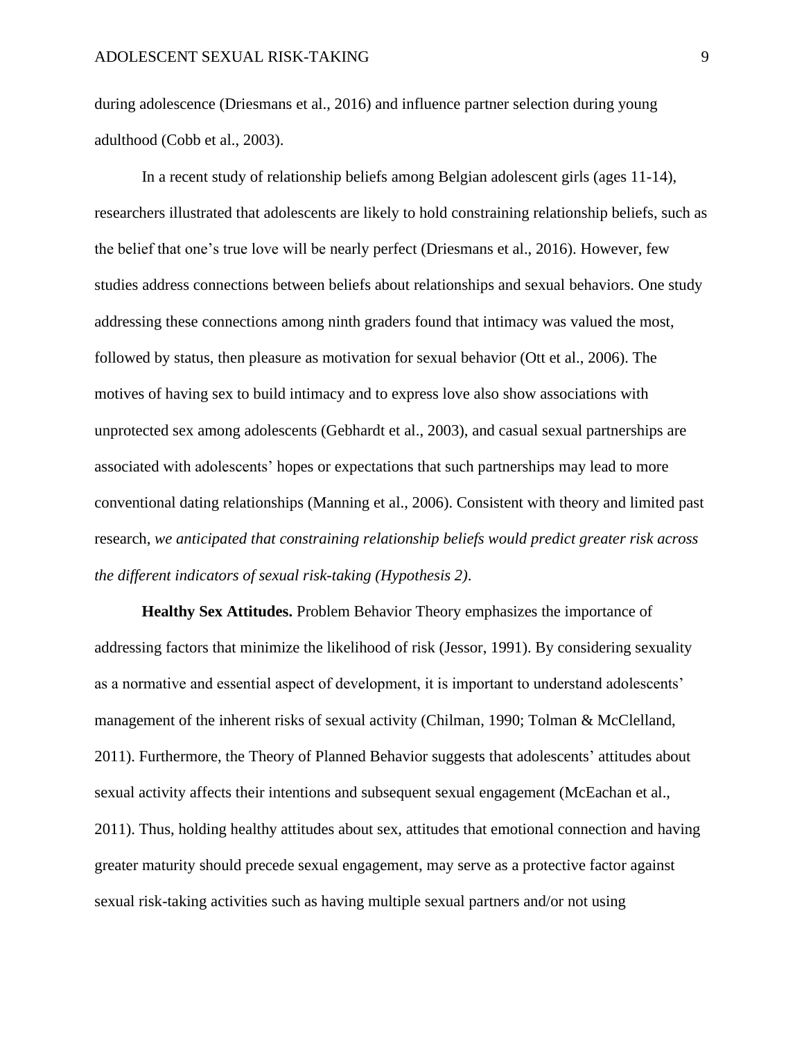during adolescence (Driesmans et al., 2016) and influence partner selection during young adulthood (Cobb et al., 2003).

In a recent study of relationship beliefs among Belgian adolescent girls (ages 11-14), researchers illustrated that adolescents are likely to hold constraining relationship beliefs, such as the belief that one's true love will be nearly perfect (Driesmans et al., 2016). However, few studies address connections between beliefs about relationships and sexual behaviors. One study addressing these connections among ninth graders found that intimacy was valued the most, followed by status, then pleasure as motivation for sexual behavior (Ott et al., 2006). The motives of having sex to build intimacy and to express love also show associations with unprotected sex among adolescents (Gebhardt et al., 2003), and casual sexual partnerships are associated with adolescents' hopes or expectations that such partnerships may lead to more conventional dating relationships (Manning et al., 2006). Consistent with theory and limited past research, *we anticipated that constraining relationship beliefs would predict greater risk across the different indicators of sexual risk-taking (Hypothesis 2)*.

**Healthy Sex Attitudes.** Problem Behavior Theory emphasizes the importance of addressing factors that minimize the likelihood of risk (Jessor, 1991). By considering sexuality as a normative and essential aspect of development, it is important to understand adolescents' management of the inherent risks of sexual activity (Chilman, 1990; Tolman & McClelland, 2011). Furthermore, the Theory of Planned Behavior suggests that adolescents' attitudes about sexual activity affects their intentions and subsequent sexual engagement (McEachan et al., 2011). Thus, holding healthy attitudes about sex, attitudes that emotional connection and having greater maturity should precede sexual engagement, may serve as a protective factor against sexual risk-taking activities such as having multiple sexual partners and/or not using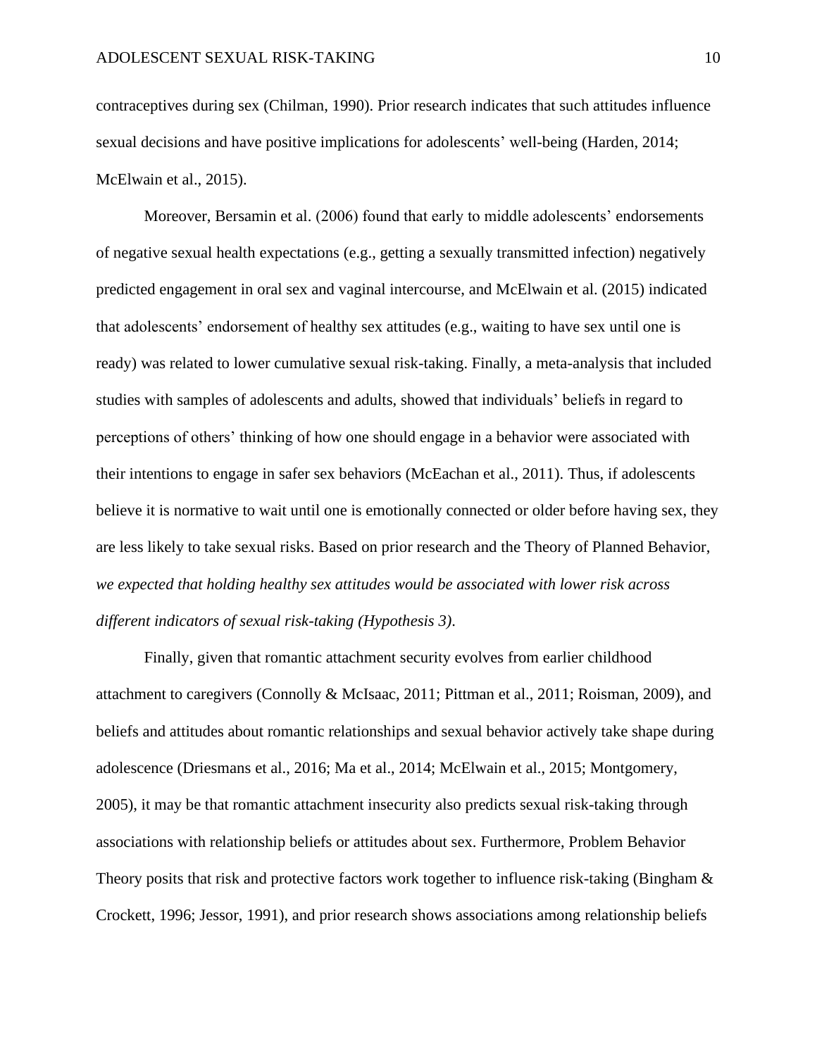contraceptives during sex (Chilman, 1990). Prior research indicates that such attitudes influence sexual decisions and have positive implications for adolescents' well-being (Harden, 2014; McElwain et al., 2015).

Moreover, Bersamin et al. (2006) found that early to middle adolescents' endorsements of negative sexual health expectations (e.g., getting a sexually transmitted infection) negatively predicted engagement in oral sex and vaginal intercourse, and McElwain et al. (2015) indicated that adolescents' endorsement of healthy sex attitudes (e.g., waiting to have sex until one is ready) was related to lower cumulative sexual risk-taking. Finally, a meta-analysis that included studies with samples of adolescents and adults, showed that individuals' beliefs in regard to perceptions of others' thinking of how one should engage in a behavior were associated with their intentions to engage in safer sex behaviors (McEachan et al., 2011). Thus, if adolescents believe it is normative to wait until one is emotionally connected or older before having sex, they are less likely to take sexual risks. Based on prior research and the Theory of Planned Behavior, *we expected that holding healthy sex attitudes would be associated with lower risk across different indicators of sexual risk-taking (Hypothesis 3)*.

Finally, given that romantic attachment security evolves from earlier childhood attachment to caregivers (Connolly & McIsaac, 2011; Pittman et al., 2011; Roisman, 2009), and beliefs and attitudes about romantic relationships and sexual behavior actively take shape during adolescence (Driesmans et al., 2016; Ma et al., 2014; McElwain et al., 2015; Montgomery, 2005), it may be that romantic attachment insecurity also predicts sexual risk-taking through associations with relationship beliefs or attitudes about sex. Furthermore, Problem Behavior Theory posits that risk and protective factors work together to influence risk-taking (Bingham & Crockett, 1996; Jessor, 1991), and prior research shows associations among relationship beliefs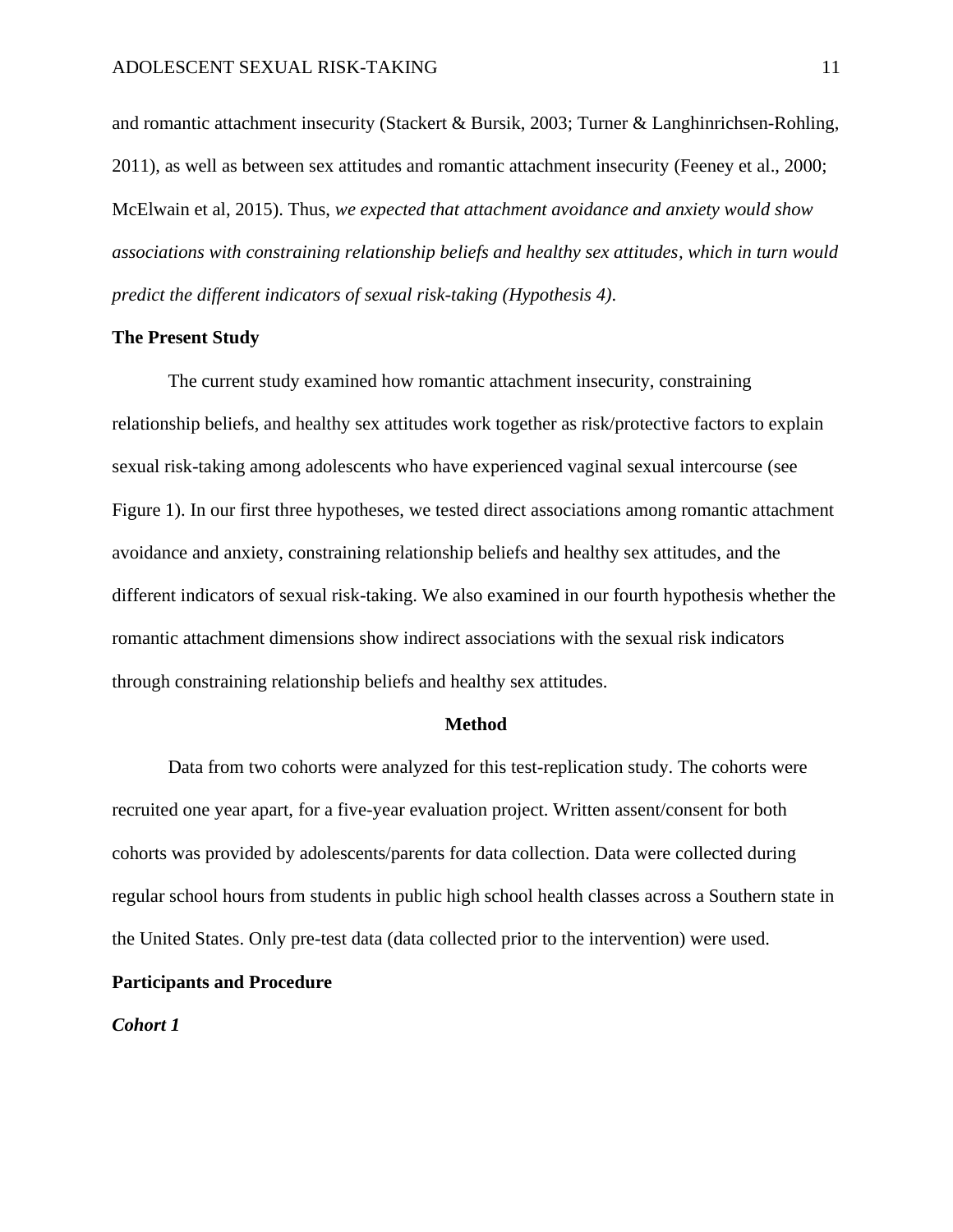and romantic attachment insecurity (Stackert & Bursik, 2003; Turner & Langhinrichsen-Rohling, 2011), as well as between sex attitudes and romantic attachment insecurity (Feeney et al., 2000; McElwain et al, 2015). Thus, *we expected that attachment avoidance and anxiety would show associations with constraining relationship beliefs and healthy sex attitudes, which in turn would predict the different indicators of sexual risk-taking (Hypothesis 4)*.

## The Present Study

The current study examined how romantic attachment insecurity, constraining relationship beliefs, and healthy sex attitudes work together as risk/protective factors to explain sexual risk-taking among adolescents who have experienced vaginal sexual intercourse (see Figure 1). In our first three hypotheses, we tested direct associations among romantic attachment avoidance and anxiety, constraining relationship beliefs and healthy sex attitudes, and the different indicators of sexual risk-taking. We also examined in our fourth hypothesis whether the romantic attachment dimensions show indirect associations with the sexual risk indicators through constraining relationship beliefs and healthy sex attitudes.

# Method

Data from two cohorts were analyzed for this test-replication study. The cohorts were recruited one year apart, for a five-year evaluation project. Written assent/consent for both cohorts was provided by adolescents/parents for data collection. Data were collected during regular school hours from students in public high school health classes across a Southern state in the United States. Only pre-test data (data collected prior to the intervention) were used.

## Participants and Procedure

### *Cohort 1*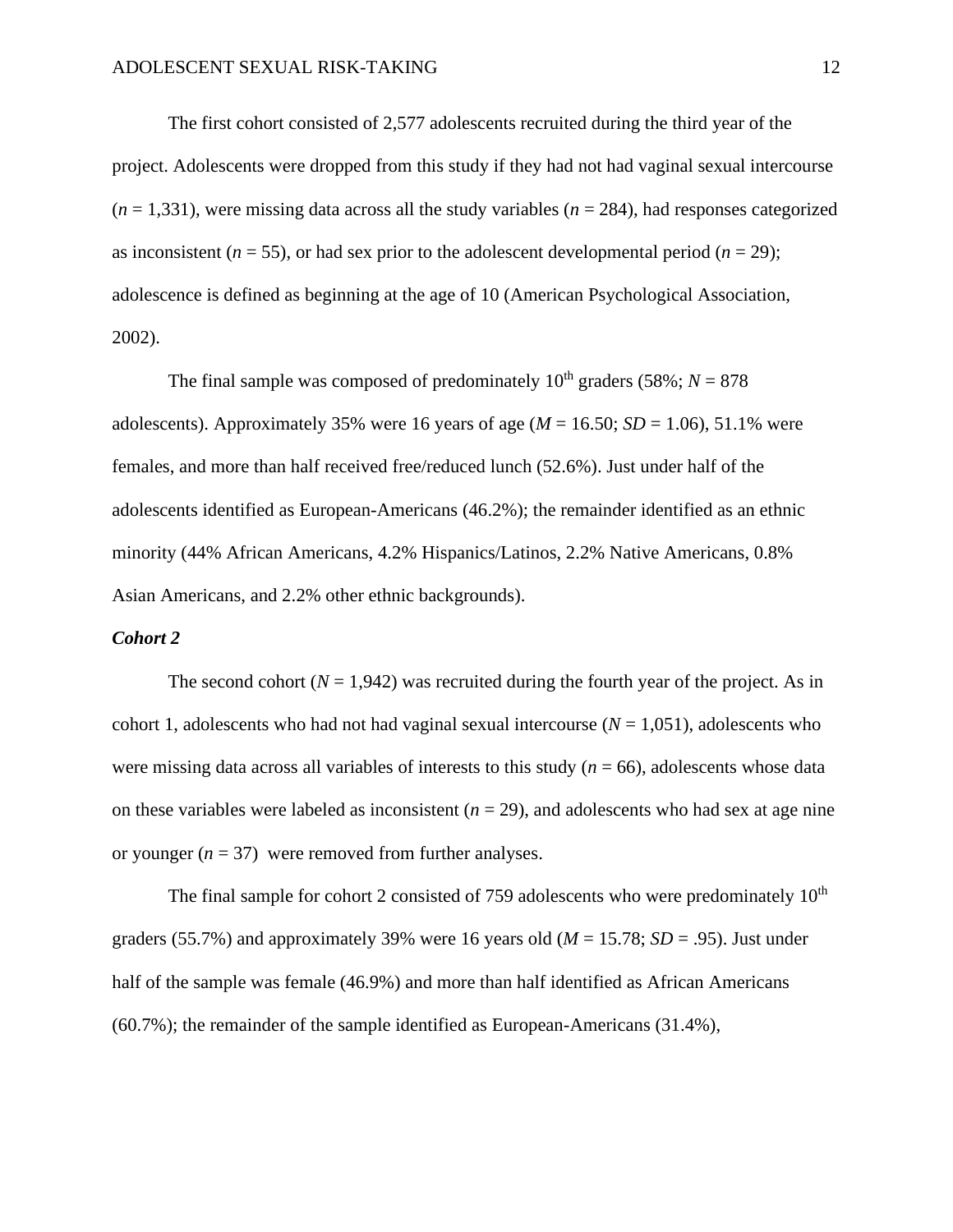The first cohort consisted of 2,577 adolescents recruited during the third year of the project. Adolescents were dropped from this study if they had not had vaginal sexual intercourse (*n* = 1,331), were missing data across all the study variables (*n* = 284), had responses categorized as inconsistent (*n* = 55), or had sex prior to the adolescent developmental period (*n* = 29); adolescence is defined as beginning at the age of 10 (American Psychological Association, 2002).

The final sample was composed of predominately 10$^{th}$ graders (58%; *N* = 878 adolescents). Approximately 35% were 16 years of age (*M* = 16.50; *SD* = 1.06), 51.1% were females, and more than half received free/reduced lunch (52.6%). Just under half of the adolescents identified as European-Americans (46.2%); the remainder identified as an ethnic minority (44% African Americans, 4.2% Hispanics/Latinos, 2.2% Native Americans, 0.8% Asian Americans, and 2.2% other ethnic backgrounds).

***Cohort 2***

The second cohort (*N* = 1,942) was recruited during the fourth year of the project. As in cohort 1, adolescents who had not had vaginal sexual intercourse (*N* = 1,051), adolescents who were missing data across all variables of interests to this study (*n* = 66), adolescents whose data on these variables were labeled as inconsistent (*n* = 29), and adolescents who had sex at age nine or younger (*n* = 37) were removed from further analyses.

The final sample for cohort 2 consisted of 759 adolescents who were predominately 10$^{th}$ graders (55.7%) and approximately 39% were 16 years old (*M* = 15.78; *SD* = .95). Just under half of the sample was female (46.9%) and more than half identified as African Americans (60.7%); the remainder of the sample identified as European-Americans (31.4%),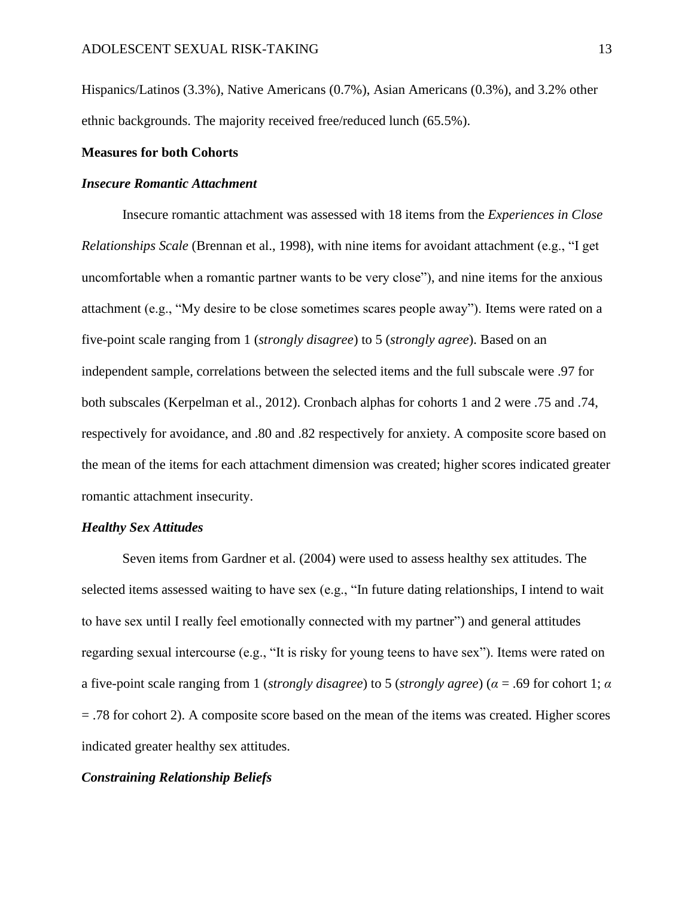Hispanics/Latinos (3.3%), Native Americans (0.7%), Asian Americans (0.3%), and 3.2% other ethnic backgrounds. The majority received free/reduced lunch (65.5%).

## Measures for both Cohorts

### *Insecure Romantic Attachment*

Insecure romantic attachment was assessed with 18 items from the *Experiences in Close Relationships Scale* (Brennan et al., 1998), with nine items for avoidant attachment (e.g., "I get uncomfortable when a romantic partner wants to be very close"), and nine items for the anxious attachment (e.g., "My desire to be close sometimes scares people away"). Items were rated on a five-point scale ranging from 1 (*strongly disagree*) to 5 (*strongly agree*). Based on an independent sample, correlations between the selected items and the full subscale were .97 for both subscales (Kerpelman et al., 2012). Cronbach alphas for cohorts 1 and 2 were .75 and .74, respectively for avoidance, and .80 and .82 respectively for anxiety. A composite score based on the mean of the items for each attachment dimension was created; higher scores indicated greater romantic attachment insecurity.

### *Healthy Sex Attitudes*

Seven items from Gardner et al. (2004) were used to assess healthy sex attitudes. The selected items assessed waiting to have sex (e.g., "In future dating relationships, I intend to wait to have sex until I really feel emotionally connected with my partner") and general attitudes regarding sexual intercourse (e.g., "It is risky for young teens to have sex"). Items were rated on a five-point scale ranging from 1 (*strongly disagree*) to 5 (*strongly agree*) ($\alpha$ = .69 for cohort 1; $\alpha$ = .78 for cohort 2). A composite score based on the mean of the items was created. Higher scores indicated greater healthy sex attitudes.

### *Constraining Relationship Beliefs*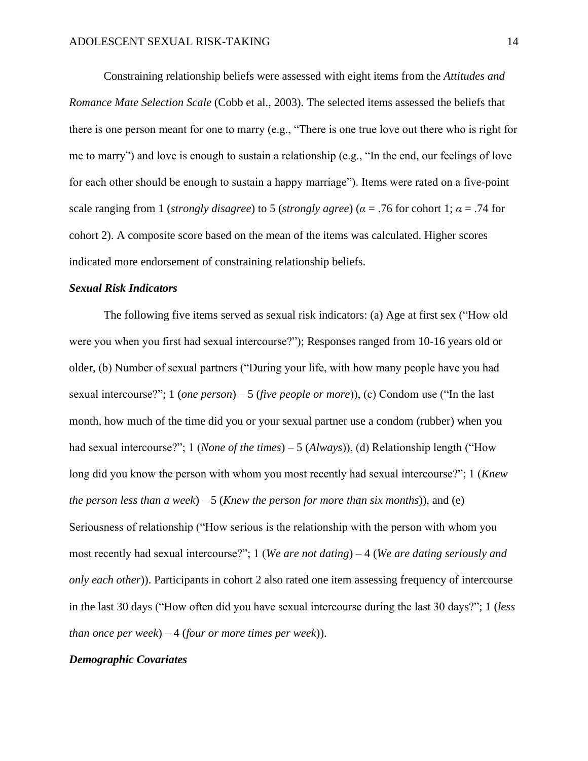Constraining relationship beliefs were assessed with eight items from the *Attitudes and Romance Mate Selection Scale* (Cobb et al., 2003). The selected items assessed the beliefs that there is one person meant for one to marry (e.g., "There is one true love out there who is right for me to marry") and love is enough to sustain a relationship (e.g., "In the end, our feelings of love for each other should be enough to sustain a happy marriage"). Items were rated on a five-point scale ranging from 1 (*strongly disagree*) to 5 (*strongly agree*) ($\alpha$ = .76 for cohort 1; $\alpha$ = .74 for cohort 2). A composite score based on the mean of the items was calculated. Higher scores indicated more endorsement of constraining relationship beliefs.

### *Sexual Risk Indicators*

The following five items served as sexual risk indicators: (a) Age at first sex ("How old were you when you first had sexual intercourse?"); Responses ranged from 10-16 years old or older, (b) Number of sexual partners ("During your life, with how many people have you had sexual intercourse?"; 1 (*one person*) – 5 (*five people or more*)), (c) Condom use ("In the last month, how much of the time did you or your sexual partner use a condom (rubber) when you had sexual intercourse?"; 1 (*None of the times*) – 5 (*Always*)), (d) Relationship length ("How long did you know the person with whom you most recently had sexual intercourse?"; 1 (*Knew the person less than a week*) – 5 (*Knew the person for more than six months*)), and (e) Seriousness of relationship ("How serious is the relationship with the person with whom you most recently had sexual intercourse?"; 1 (*We are not dating*) – 4 (*We are dating seriously and only each other*)). Participants in cohort 2 also rated one item assessing frequency of intercourse in the last 30 days ("How often did you have sexual intercourse during the last 30 days?"; 1 (*less than once per week*) – 4 (*four or more times per week*)).

### *Demographic Covariates*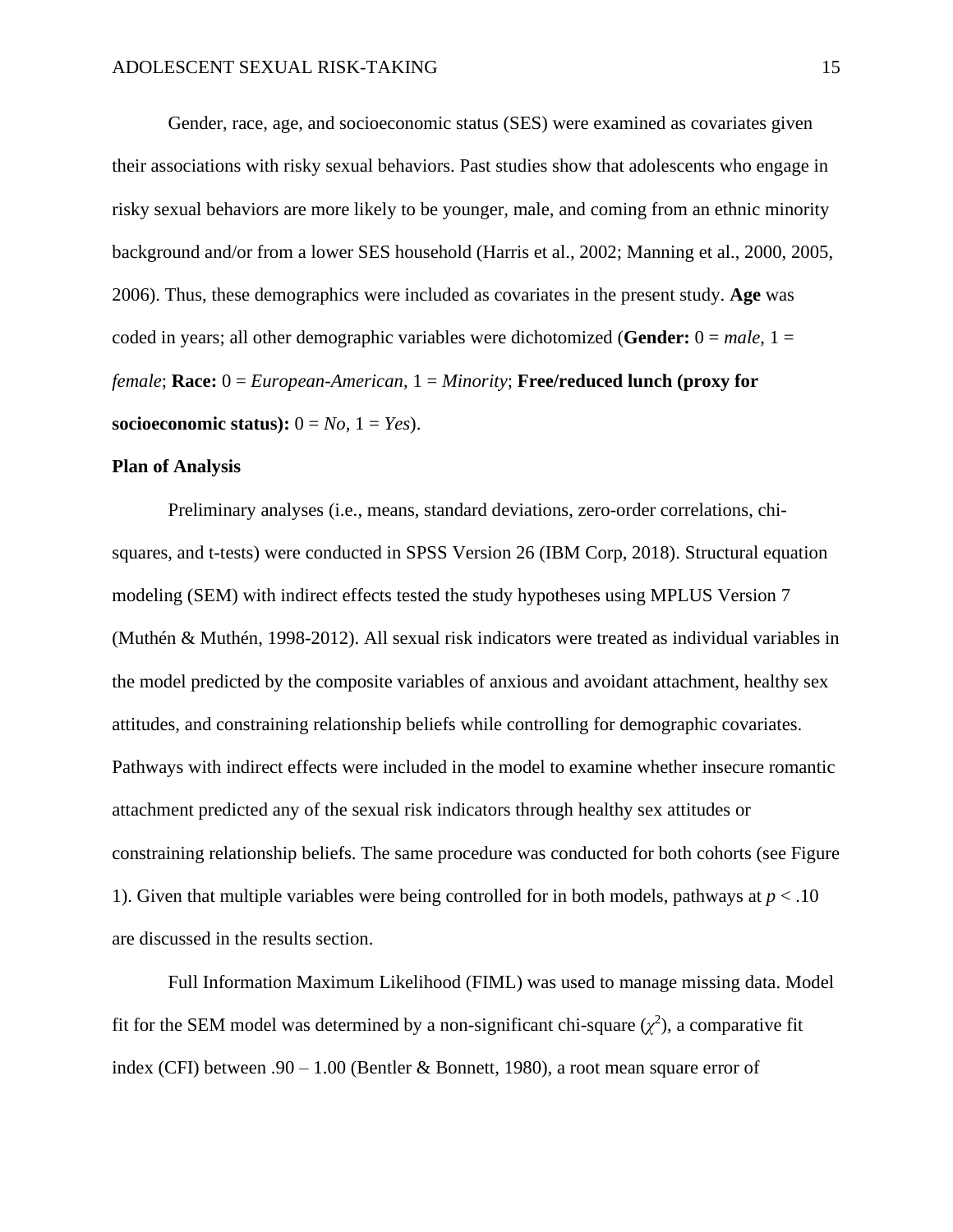Gender, race, age, and socioeconomic status (SES) were examined as covariates given their associations with risky sexual behaviors. Past studies show that adolescents who engage in risky sexual behaviors are more likely to be younger, male, and coming from an ethnic minority background and/or from a lower SES household (Harris et al., 2002; Manning et al., 2000, 2005, 2006). Thus, these demographics were included as covariates in the present study. **Age** was coded in years; all other demographic variables were dichotomized (**Gender:** 0 = *male*, 1 = *female*; **Race:** 0 = *European-American*, 1 = *Minority*; **Free/reduced lunch (proxy for socioeconomic status):** 0 = *No*, 1 = *Yes*).

**Plan of Analysis**

Preliminary analyses (i.e., means, standard deviations, zero-order correlations, chi-squares, and t-tests) were conducted in SPSS Version 26 (IBM Corp, 2018). Structural equation modeling (SEM) with indirect effects tested the study hypotheses using MPLUS Version 7 (Muthén & Muthén, 1998-2012). All sexual risk indicators were treated as individual variables in the model predicted by the composite variables of anxious and avoidant attachment, healthy sex attitudes, and constraining relationship beliefs while controlling for demographic covariates. Pathways with indirect effects were included in the model to examine whether insecure romantic attachment predicted any of the sexual risk indicators through healthy sex attitudes or constraining relationship beliefs. The same procedure was conducted for both cohorts (see Figure 1). Given that multiple variables were being controlled for in both models, pathways at $p < .10$ are discussed in the results section.

Full Information Maximum Likelihood (FIML) was used to manage missing data. Model fit for the SEM model was determined by a non-significant chi-square ($\chi^2$), a comparative fit index (CFI) between .90 – 1.00 (Bentler & Bonnett, 1980), a root mean square error of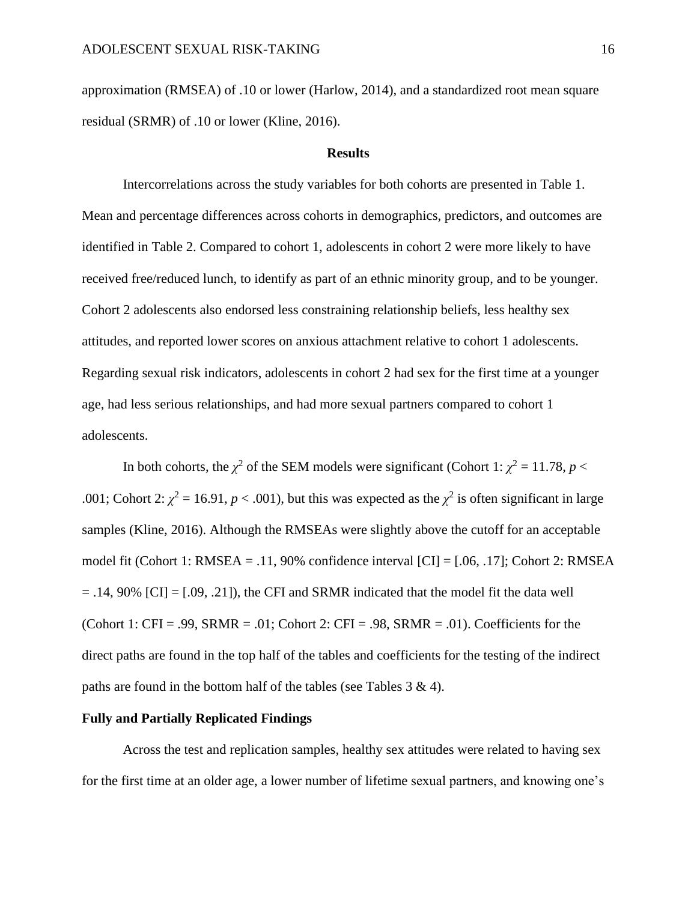approximation (RMSEA) of .10 or lower (Harlow, 2014), and a standardized root mean square residual (SRMR) of .10 or lower (Kline, 2016).

## Results

Intercorrelations across the study variables for both cohorts are presented in Table 1. Mean and percentage differences across cohorts in demographics, predictors, and outcomes are identified in Table 2. Compared to cohort 1, adolescents in cohort 2 were more likely to have received free/reduced lunch, to identify as part of an ethnic minority group, and to be younger. Cohort 2 adolescents also endorsed less constraining relationship beliefs, less healthy sex attitudes, and reported lower scores on anxious attachment relative to cohort 1 adolescents. Regarding sexual risk indicators, adolescents in cohort 2 had sex for the first time at a younger age, had less serious relationships, and had more sexual partners compared to cohort 1 adolescents.

In both cohorts, the $\chi^2$ of the SEM models were significant (Cohort 1: $\chi^2 = 11.78$, $p < .001$; Cohort 2: $\chi^2 = 16.91$, $p < .001$), but this was expected as the $\chi^2$ is often significant in large samples (Kline, 2016). Although the RMSEAs were slightly above the cutoff for an acceptable model fit (Cohort 1: RMSEA = .11, 90% confidence interval [CI] = [.06, .17]; Cohort 2: RMSEA = .14, 90% [CI] = [.09, .21]), the CFI and SRMR indicated that the model fit the data well (Cohort 1: CFI = .99, SRMR = .01; Cohort 2: CFI = .98, SRMR = .01). Coefficients for the direct paths are found in the top half of the tables and coefficients for the testing of the indirect paths are found in the bottom half of the tables (see Tables 3 & 4).

### Fully and Partially Replicated Findings

Across the test and replication samples, healthy sex attitudes were related to having sex for the first time at an older age, a lower number of lifetime sexual partners, and knowing one's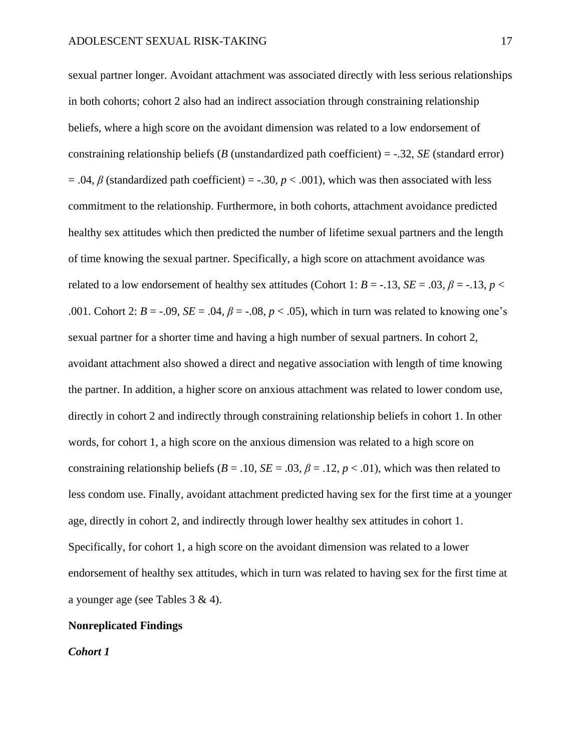sexual partner longer. Avoidant attachment was associated directly with less serious relationships in both cohorts; cohort 2 also had an indirect association through constraining relationship beliefs, where a high score on the avoidant dimension was related to a low endorsement of constraining relationship beliefs ($B$ (unstandardized path coefficient) = -.32, $SE$ (standard error) = .04, $\beta$ (standardized path coefficient) = -.30, $p < .001$), which was then associated with less commitment to the relationship. Furthermore, in both cohorts, attachment avoidance predicted healthy sex attitudes which then predicted the number of lifetime sexual partners and the length of time knowing the sexual partner. Specifically, a high score on attachment avoidance was related to a low endorsement of healthy sex attitudes (Cohort 1: $B$ = -.13, $SE$ = .03, $\beta$ = -.13, $p <$ .001. Cohort 2: $B$ = -.09, $SE$ = .04, $\beta$ = -.08, $p < .05$), which in turn was related to knowing one's sexual partner for a shorter time and having a high number of sexual partners. In cohort 2, avoidant attachment also showed a direct and negative association with length of time knowing the partner. In addition, a higher score on anxious attachment was related to lower condom use, directly in cohort 2 and indirectly through constraining relationship beliefs in cohort 1. In other words, for cohort 1, a high score on the anxious dimension was related to a high score on constraining relationship beliefs ($B$ = .10, $SE$ = .03, $\beta$ = .12, $p < .01$), which was then related to less condom use. Finally, avoidant attachment predicted having sex for the first time at a younger age, directly in cohort 2, and indirectly through lower healthy sex attitudes in cohort 1. Specifically, for cohort 1, a high score on the avoidant dimension was related to a lower endorsement of healthy sex attitudes, which in turn was related to having sex for the first time at a younger age (see Tables 3 & 4).

## Nonreplicated Findings

### *Cohort 1*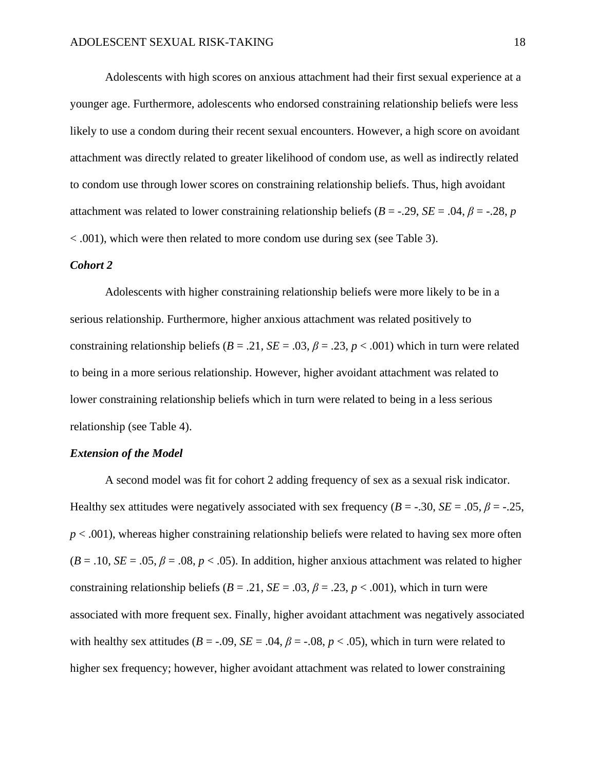Adolescents with high scores on anxious attachment had their first sexual experience at a younger age. Furthermore, adolescents who endorsed constraining relationship beliefs were less likely to use a condom during their recent sexual encounters. However, a high score on avoidant attachment was directly related to greater likelihood of condom use, as well as indirectly related to condom use through lower scores on constraining relationship beliefs. Thus, high avoidant attachment was related to lower constraining relationship beliefs ($B$ = -.29, $SE$ = .04, $\beta$ = -.28, $p$ < .001), which were then related to more condom use during sex (see Table 3).

### *Cohort 2*

Adolescents with higher constraining relationship beliefs were more likely to be in a serious relationship. Furthermore, higher anxious attachment was related positively to constraining relationship beliefs ($B$ = .21, $SE$ = .03, $\beta$ = .23, $p$ < .001) which in turn were related to being in a more serious relationship. However, higher avoidant attachment was related to lower constraining relationship beliefs which in turn were related to being in a less serious relationship (see Table 4).

### *Extension of the Model*

A second model was fit for cohort 2 adding frequency of sex as a sexual risk indicator. Healthy sex attitudes were negatively associated with sex frequency ($B$ = -.30, $SE$ = .05, $\beta$ = -.25, $p$ < .001), whereas higher constraining relationship beliefs were related to having sex more often ($B$ = .10, $SE$ = .05, $\beta$ = .08, $p$ < .05). In addition, higher anxious attachment was related to higher constraining relationship beliefs ($B$ = .21, $SE$ = .03, $\beta$ = .23, $p$ < .001), which in turn were associated with more frequent sex. Finally, higher avoidant attachment was negatively associated with healthy sex attitudes ($B$ = -.09, $SE$ = .04, $\beta$ = -.08, $p$ < .05), which in turn were related to higher sex frequency; however, higher avoidant attachment was related to lower constraining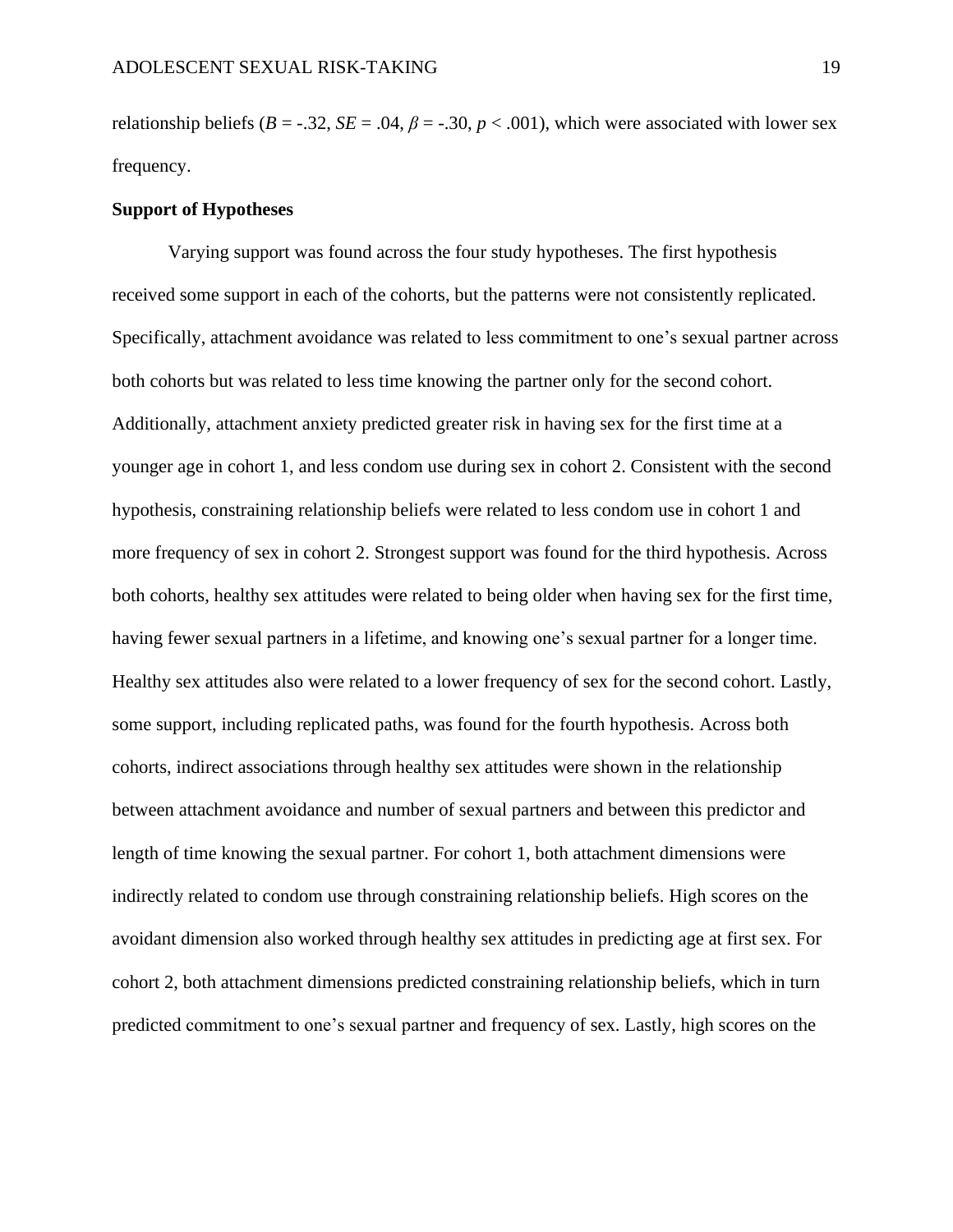relationship beliefs ($B = -.32$, $SE = .04$, $\beta = -.30$, $p < .001$), which were associated with lower sex frequency.

**Support of Hypotheses**

Varying support was found across the four study hypotheses. The first hypothesis received some support in each of the cohorts, but the patterns were not consistently replicated. Specifically, attachment avoidance was related to less commitment to one's sexual partner across both cohorts but was related to less time knowing the partner only for the second cohort. Additionally, attachment anxiety predicted greater risk in having sex for the first time at a younger age in cohort 1, and less condom use during sex in cohort 2. Consistent with the second hypothesis, constraining relationship beliefs were related to less condom use in cohort 1 and more frequency of sex in cohort 2. Strongest support was found for the third hypothesis. Across both cohorts, healthy sex attitudes were related to being older when having sex for the first time, having fewer sexual partners in a lifetime, and knowing one's sexual partner for a longer time. Healthy sex attitudes also were related to a lower frequency of sex for the second cohort. Lastly, some support, including replicated paths, was found for the fourth hypothesis. Across both cohorts, indirect associations through healthy sex attitudes were shown in the relationship between attachment avoidance and number of sexual partners and between this predictor and length of time knowing the sexual partner. For cohort 1, both attachment dimensions were indirectly related to condom use through constraining relationship beliefs. High scores on the avoidant dimension also worked through healthy sex attitudes in predicting age at first sex. For cohort 2, both attachment dimensions predicted constraining relationship beliefs, which in turn predicted commitment to one's sexual partner and frequency of sex. Lastly, high scores on the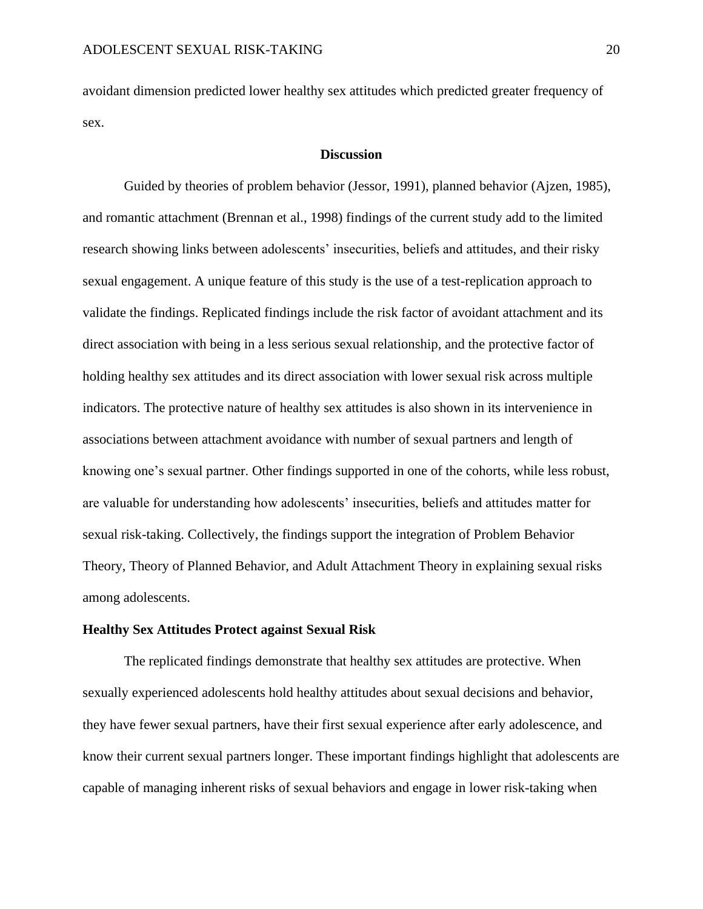avoidant dimension predicted lower healthy sex attitudes which predicted greater frequency of sex.

## Discussion

Guided by theories of problem behavior (Jessor, 1991), planned behavior (Ajzen, 1985), and romantic attachment (Brennan et al., 1998) findings of the current study add to the limited research showing links between adolescents' insecurities, beliefs and attitudes, and their risky sexual engagement. A unique feature of this study is the use of a test-replication approach to validate the findings. Replicated findings include the risk factor of avoidant attachment and its direct association with being in a less serious sexual relationship, and the protective factor of holding healthy sex attitudes and its direct association with lower sexual risk across multiple indicators. The protective nature of healthy sex attitudes is also shown in its intervenience in associations between attachment avoidance with number of sexual partners and length of knowing one's sexual partner. Other findings supported in one of the cohorts, while less robust, are valuable for understanding how adolescents' insecurities, beliefs and attitudes matter for sexual risk-taking. Collectively, the findings support the integration of Problem Behavior Theory, Theory of Planned Behavior, and Adult Attachment Theory in explaining sexual risks among adolescents.

### Healthy Sex Attitudes Protect against Sexual Risk

The replicated findings demonstrate that healthy sex attitudes are protective. When sexually experienced adolescents hold healthy attitudes about sexual decisions and behavior, they have fewer sexual partners, have their first sexual experience after early adolescence, and know their current sexual partners longer. These important findings highlight that adolescents are capable of managing inherent risks of sexual behaviors and engage in lower risk-taking when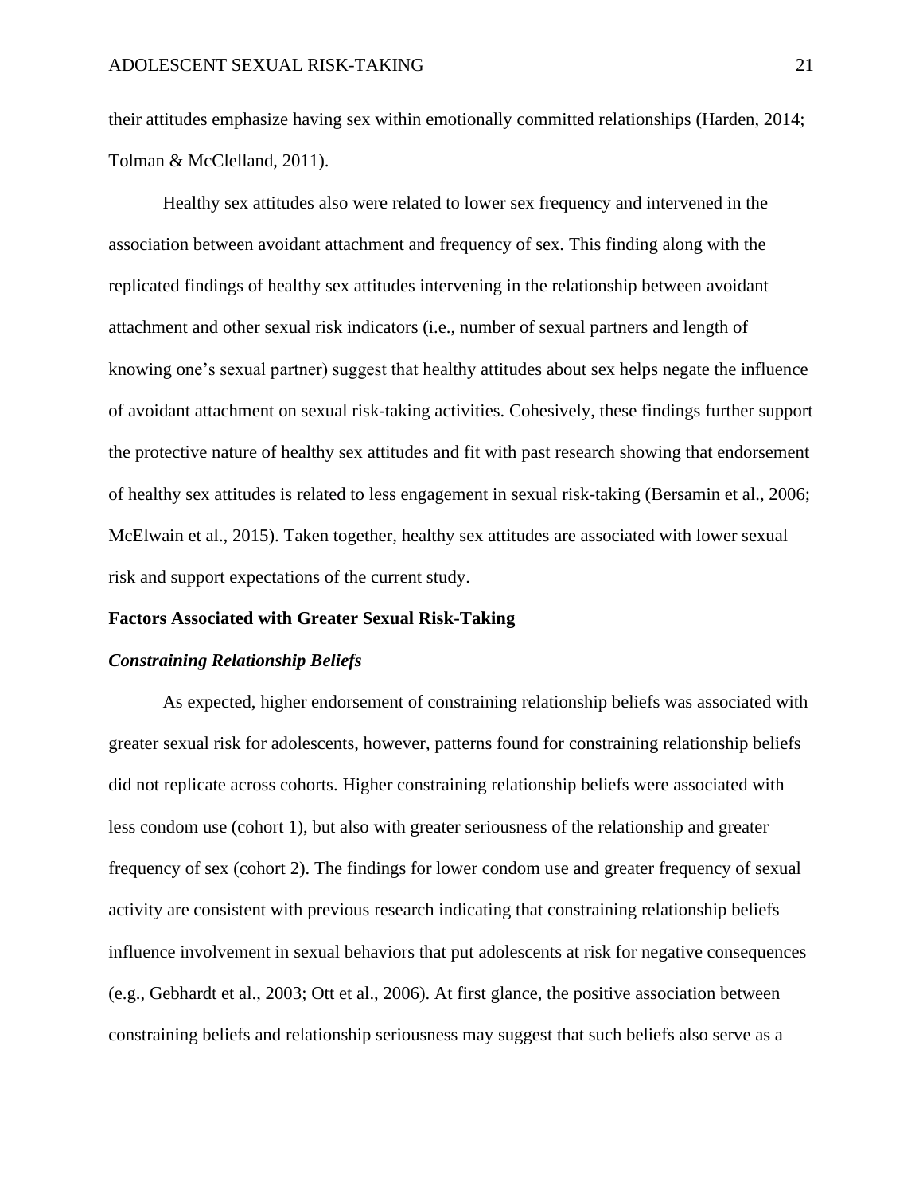their attitudes emphasize having sex within emotionally committed relationships (Harden, 2014; Tolman & McClelland, 2011).

Healthy sex attitudes also were related to lower sex frequency and intervened in the association between avoidant attachment and frequency of sex. This finding along with the replicated findings of healthy sex attitudes intervening in the relationship between avoidant attachment and other sexual risk indicators (i.e., number of sexual partners and length of knowing one's sexual partner) suggest that healthy attitudes about sex helps negate the influence of avoidant attachment on sexual risk-taking activities. Cohesively, these findings further support the protective nature of healthy sex attitudes and fit with past research showing that endorsement of healthy sex attitudes is related to less engagement in sexual risk-taking (Bersamin et al., 2006; McElwain et al., 2015). Taken together, healthy sex attitudes are associated with lower sexual risk and support expectations of the current study.

## Factors Associated with Greater Sexual Risk-Taking

### *Constraining Relationship Beliefs*

As expected, higher endorsement of constraining relationship beliefs was associated with greater sexual risk for adolescents, however, patterns found for constraining relationship beliefs did not replicate across cohorts. Higher constraining relationship beliefs were associated with less condom use (cohort 1), but also with greater seriousness of the relationship and greater frequency of sex (cohort 2). The findings for lower condom use and greater frequency of sexual activity are consistent with previous research indicating that constraining relationship beliefs influence involvement in sexual behaviors that put adolescents at risk for negative consequences (e.g., Gebhardt et al., 2003; Ott et al., 2006). At first glance, the positive association between constraining beliefs and relationship seriousness may suggest that such beliefs also serve as a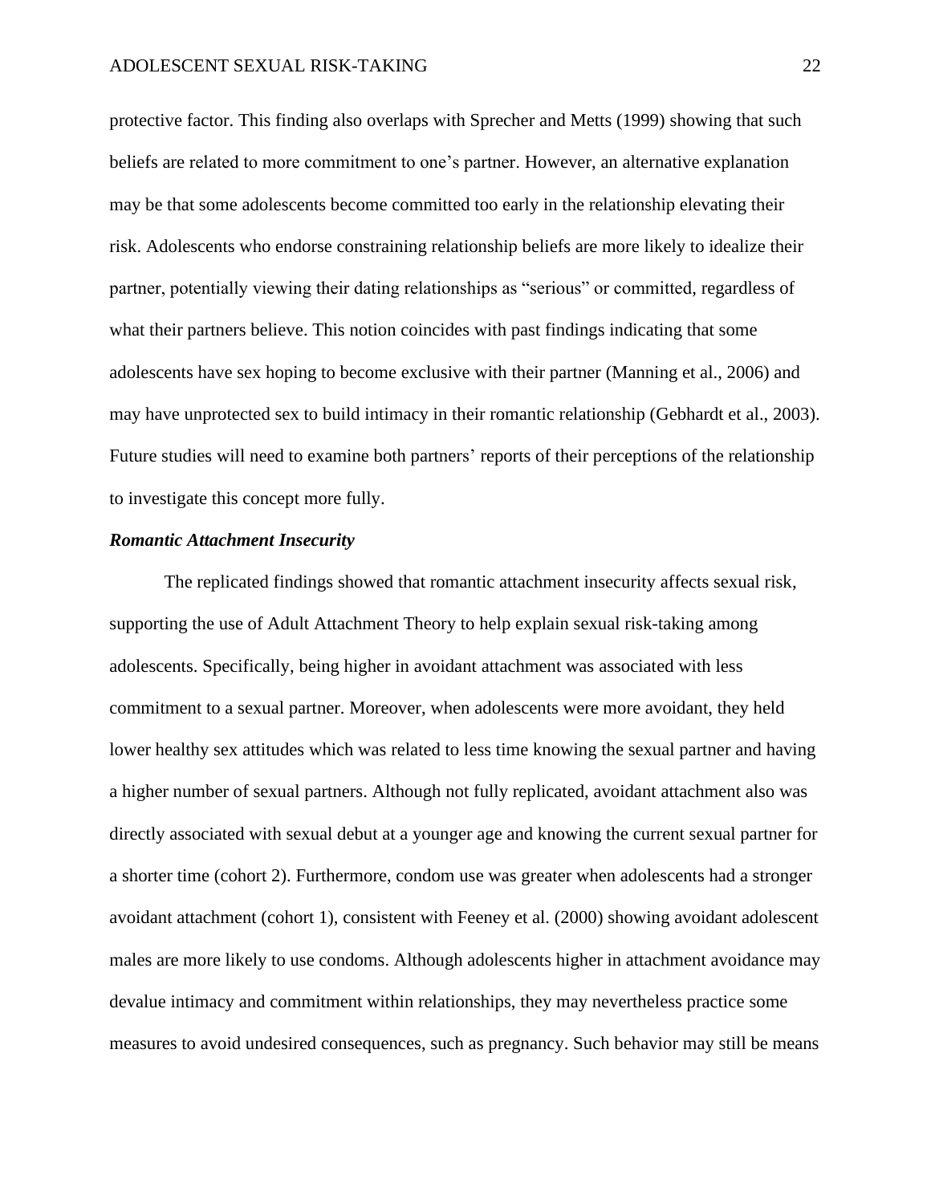protective factor. This finding also overlaps with Sprecher and Metts (1999) showing that such beliefs are related to more commitment to one's partner. However, an alternative explanation may be that some adolescents become committed too early in the relationship elevating their risk. Adolescents who endorse constraining relationship beliefs are more likely to idealize their partner, potentially viewing their dating relationships as "serious" or committed, regardless of what their partners believe. This notion coincides with past findings indicating that some adolescents have sex hoping to become exclusive with their partner (Manning et al., 2006) and may have unprotected sex to build intimacy in their romantic relationship (Gebhardt et al., 2003). Future studies will need to examine both partners' reports of their perceptions of the relationship to investigate this concept more fully.

### ***Romantic Attachment Insecurity***

The replicated findings showed that romantic attachment insecurity affects sexual risk, supporting the use of Adult Attachment Theory to help explain sexual risk-taking among adolescents. Specifically, being higher in avoidant attachment was associated with less commitment to a sexual partner. Moreover, when adolescents were more avoidant, they held lower healthy sex attitudes which was related to less time knowing the sexual partner and having a higher number of sexual partners. Although not fully replicated, avoidant attachment also was directly associated with sexual debut at a younger age and knowing the current sexual partner for a shorter time (cohort 2). Furthermore, condom use was greater when adolescents had a stronger avoidant attachment (cohort 1), consistent with Feeney et al. (2000) showing avoidant adolescent males are more likely to use condoms. Although adolescents higher in attachment avoidance may devalue intimacy and commitment within relationships, they may nevertheless practice some measures to avoid undesired consequences, such as pregnancy. Such behavior may still be means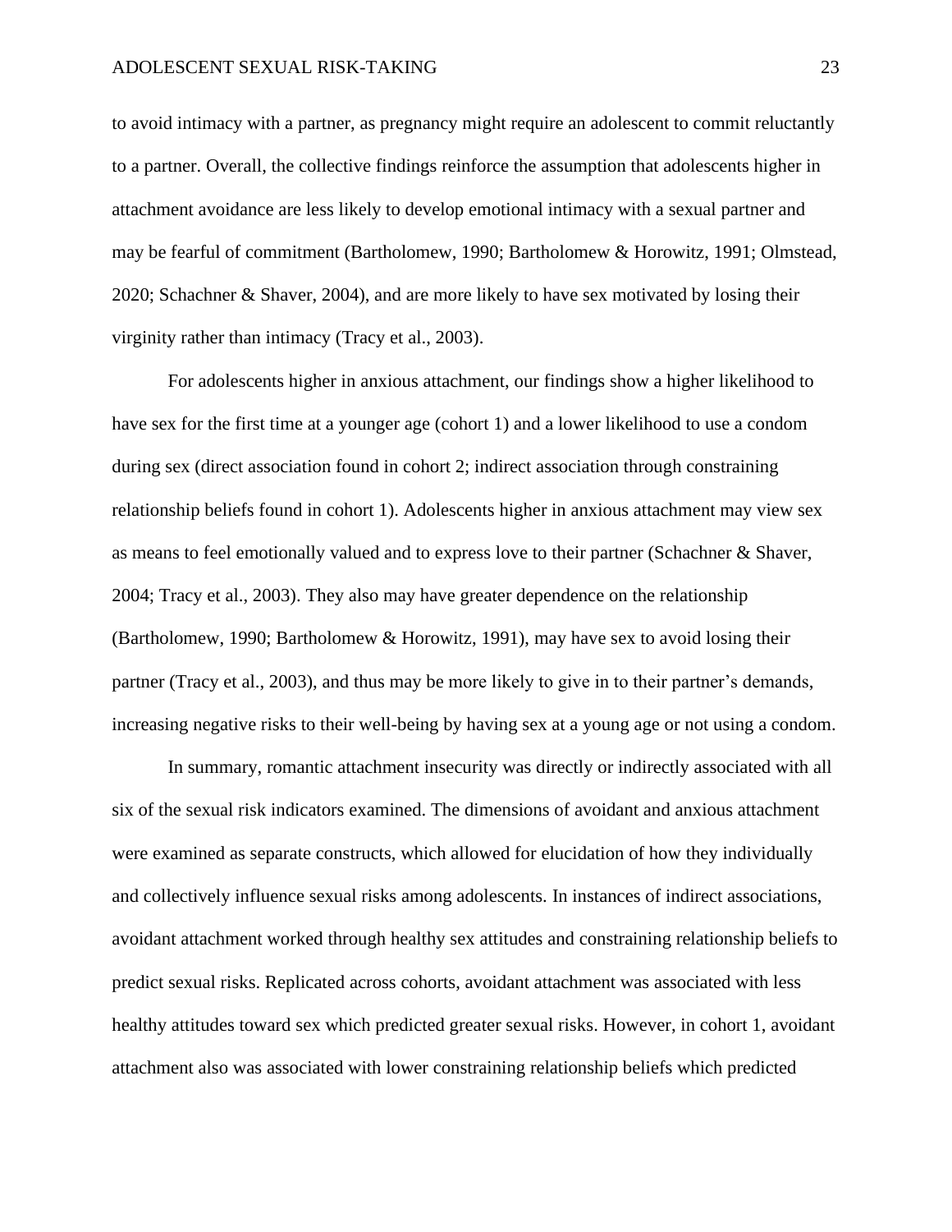to avoid intimacy with a partner, as pregnancy might require an adolescent to commit reluctantly to a partner. Overall, the collective findings reinforce the assumption that adolescents higher in attachment avoidance are less likely to develop emotional intimacy with a sexual partner and may be fearful of commitment (Bartholomew, 1990; Bartholomew & Horowitz, 1991; Olmstead, 2020; Schachner & Shaver, 2004), and are more likely to have sex motivated by losing their virginity rather than intimacy (Tracy et al., 2003).

For adolescents higher in anxious attachment, our findings show a higher likelihood to have sex for the first time at a younger age (cohort 1) and a lower likelihood to use a condom during sex (direct association found in cohort 2; indirect association through constraining relationship beliefs found in cohort 1). Adolescents higher in anxious attachment may view sex as means to feel emotionally valued and to express love to their partner (Schachner & Shaver, 2004; Tracy et al., 2003). They also may have greater dependence on the relationship (Bartholomew, 1990; Bartholomew & Horowitz, 1991), may have sex to avoid losing their partner (Tracy et al., 2003), and thus may be more likely to give in to their partner's demands, increasing negative risks to their well-being by having sex at a young age or not using a condom.

In summary, romantic attachment insecurity was directly or indirectly associated with all six of the sexual risk indicators examined. The dimensions of avoidant and anxious attachment were examined as separate constructs, which allowed for elucidation of how they individually and collectively influence sexual risks among adolescents. In instances of indirect associations, avoidant attachment worked through healthy sex attitudes and constraining relationship beliefs to predict sexual risks. Replicated across cohorts, avoidant attachment was associated with less healthy attitudes toward sex which predicted greater sexual risks. However, in cohort 1, avoidant attachment also was associated with lower constraining relationship beliefs which predicted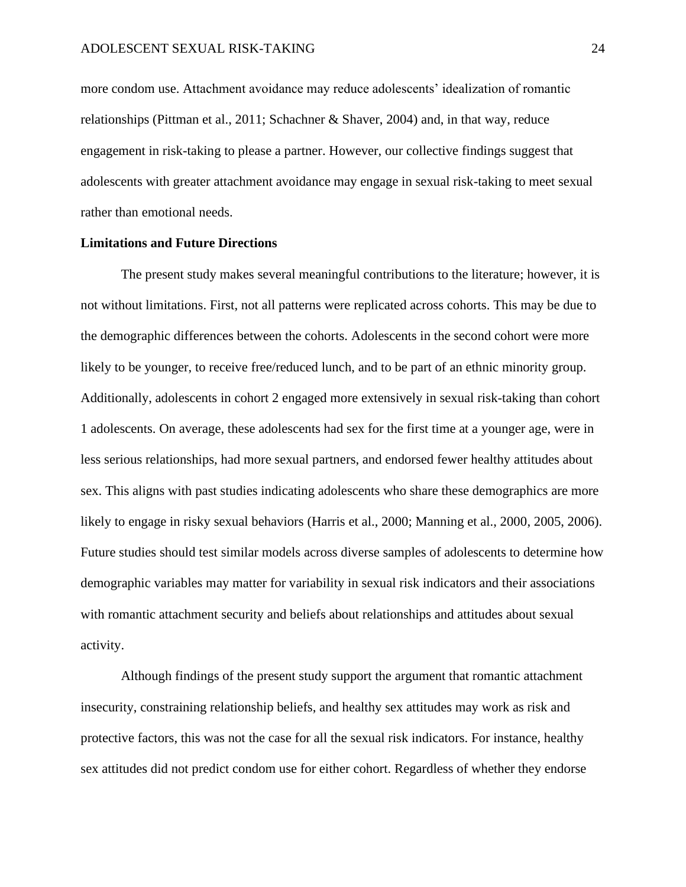more condom use. Attachment avoidance may reduce adolescents' idealization of romantic relationships (Pittman et al., 2011; Schachner & Shaver, 2004) and, in that way, reduce engagement in risk-taking to please a partner. However, our collective findings suggest that adolescents with greater attachment avoidance may engage in sexual risk-taking to meet sexual rather than emotional needs.

## Limitations and Future Directions

The present study makes several meaningful contributions to the literature; however, it is not without limitations. First, not all patterns were replicated across cohorts. This may be due to the demographic differences between the cohorts. Adolescents in the second cohort were more likely to be younger, to receive free/reduced lunch, and to be part of an ethnic minority group. Additionally, adolescents in cohort 2 engaged more extensively in sexual risk-taking than cohort 1 adolescents. On average, these adolescents had sex for the first time at a younger age, were in less serious relationships, had more sexual partners, and endorsed fewer healthy attitudes about sex. This aligns with past studies indicating adolescents who share these demographics are more likely to engage in risky sexual behaviors (Harris et al., 2000; Manning et al., 2000, 2005, 2006). Future studies should test similar models across diverse samples of adolescents to determine how demographic variables may matter for variability in sexual risk indicators and their associations with romantic attachment security and beliefs about relationships and attitudes about sexual activity.

Although findings of the present study support the argument that romantic attachment insecurity, constraining relationship beliefs, and healthy sex attitudes may work as risk and protective factors, this was not the case for all the sexual risk indicators. For instance, healthy sex attitudes did not predict condom use for either cohort. Regardless of whether they endorse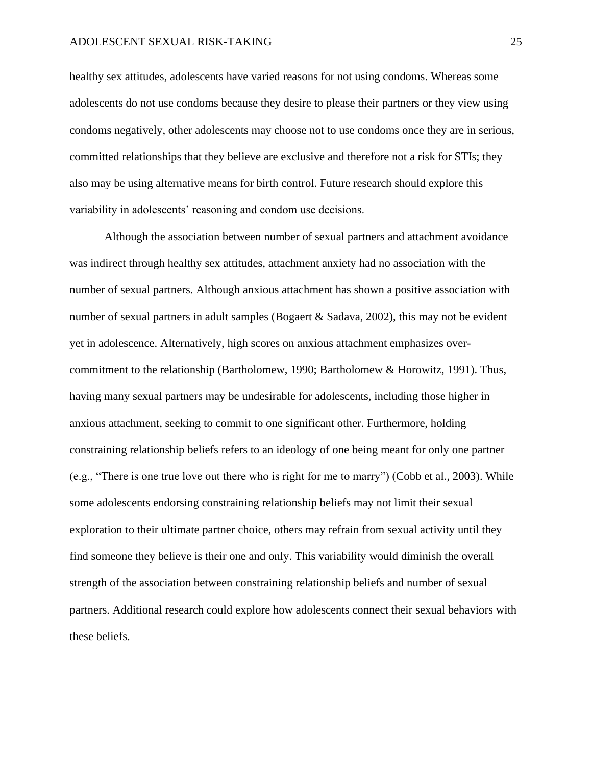healthy sex attitudes, adolescents have varied reasons for not using condoms. Whereas some adolescents do not use condoms because they desire to please their partners or they view using condoms negatively, other adolescents may choose not to use condoms once they are in serious, committed relationships that they believe are exclusive and therefore not a risk for STIs; they also may be using alternative means for birth control. Future research should explore this variability in adolescents' reasoning and condom use decisions.

Although the association between number of sexual partners and attachment avoidance was indirect through healthy sex attitudes, attachment anxiety had no association with the number of sexual partners. Although anxious attachment has shown a positive association with number of sexual partners in adult samples (Bogaert & Sadava, 2002), this may not be evident yet in adolescence. Alternatively, high scores on anxious attachment emphasizes over-commitment to the relationship (Bartholomew, 1990; Bartholomew & Horowitz, 1991). Thus, having many sexual partners may be undesirable for adolescents, including those higher in anxious attachment, seeking to commit to one significant other. Furthermore, holding constraining relationship beliefs refers to an ideology of one being meant for only one partner (e.g., "There is one true love out there who is right for me to marry") (Cobb et al., 2003). While some adolescents endorsing constraining relationship beliefs may not limit their sexual exploration to their ultimate partner choice, others may refrain from sexual activity until they find someone they believe is their one and only. This variability would diminish the overall strength of the association between constraining relationship beliefs and number of sexual partners. Additional research could explore how adolescents connect their sexual behaviors with these beliefs.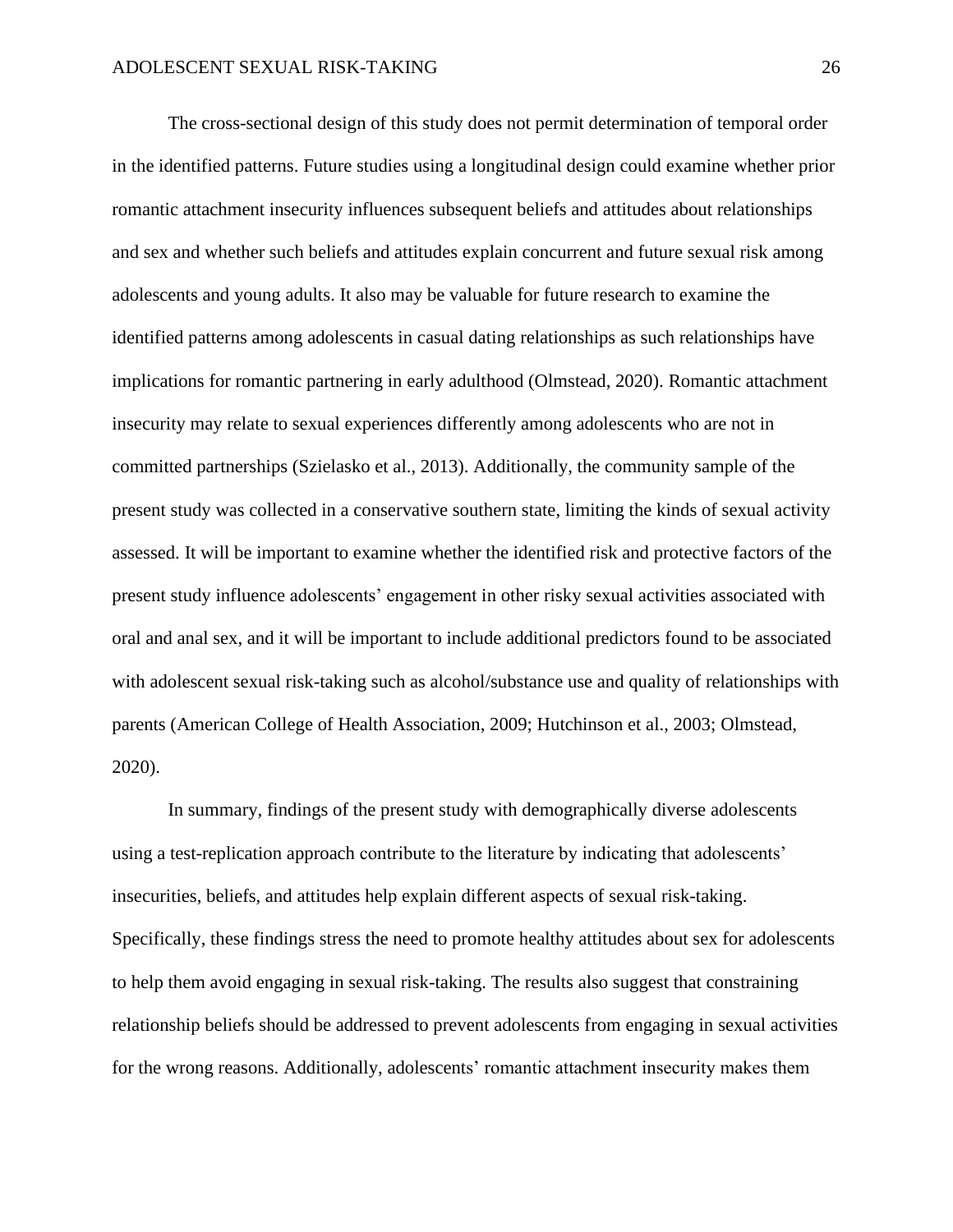The cross-sectional design of this study does not permit determination of temporal order in the identified patterns. Future studies using a longitudinal design could examine whether prior romantic attachment insecurity influences subsequent beliefs and attitudes about relationships and sex and whether such beliefs and attitudes explain concurrent and future sexual risk among adolescents and young adults. It also may be valuable for future research to examine the identified patterns among adolescents in casual dating relationships as such relationships have implications for romantic partnering in early adulthood (Olmstead, 2020). Romantic attachment insecurity may relate to sexual experiences differently among adolescents who are not in committed partnerships (Szielasko et al., 2013). Additionally, the community sample of the present study was collected in a conservative southern state, limiting the kinds of sexual activity assessed. It will be important to examine whether the identified risk and protective factors of the present study influence adolescents' engagement in other risky sexual activities associated with oral and anal sex, and it will be important to include additional predictors found to be associated with adolescent sexual risk-taking such as alcohol/substance use and quality of relationships with parents (American College of Health Association, 2009; Hutchinson et al., 2003; Olmstead, 2020).

In summary, findings of the present study with demographically diverse adolescents using a test-replication approach contribute to the literature by indicating that adolescents' insecurities, beliefs, and attitudes help explain different aspects of sexual risk-taking. Specifically, these findings stress the need to promote healthy attitudes about sex for adolescents to help them avoid engaging in sexual risk-taking. The results also suggest that constraining relationship beliefs should be addressed to prevent adolescents from engaging in sexual activities for the wrong reasons. Additionally, adolescents' romantic attachment insecurity makes them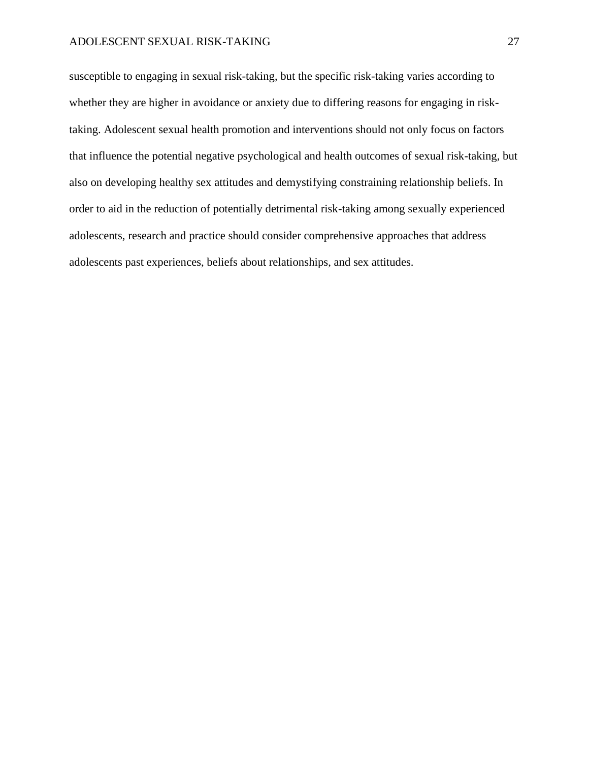susceptible to engaging in sexual risk-taking, but the specific risk-taking varies according to whether they are higher in avoidance or anxiety due to differing reasons for engaging in risk-taking. Adolescent sexual health promotion and interventions should not only focus on factors that influence the potential negative psychological and health outcomes of sexual risk-taking, but also on developing healthy sex attitudes and demystifying constraining relationship beliefs. In order to aid in the reduction of potentially detrimental risk-taking among sexually experienced adolescents, research and practice should consider comprehensive approaches that address adolescents past experiences, beliefs about relationships, and sex attitudes.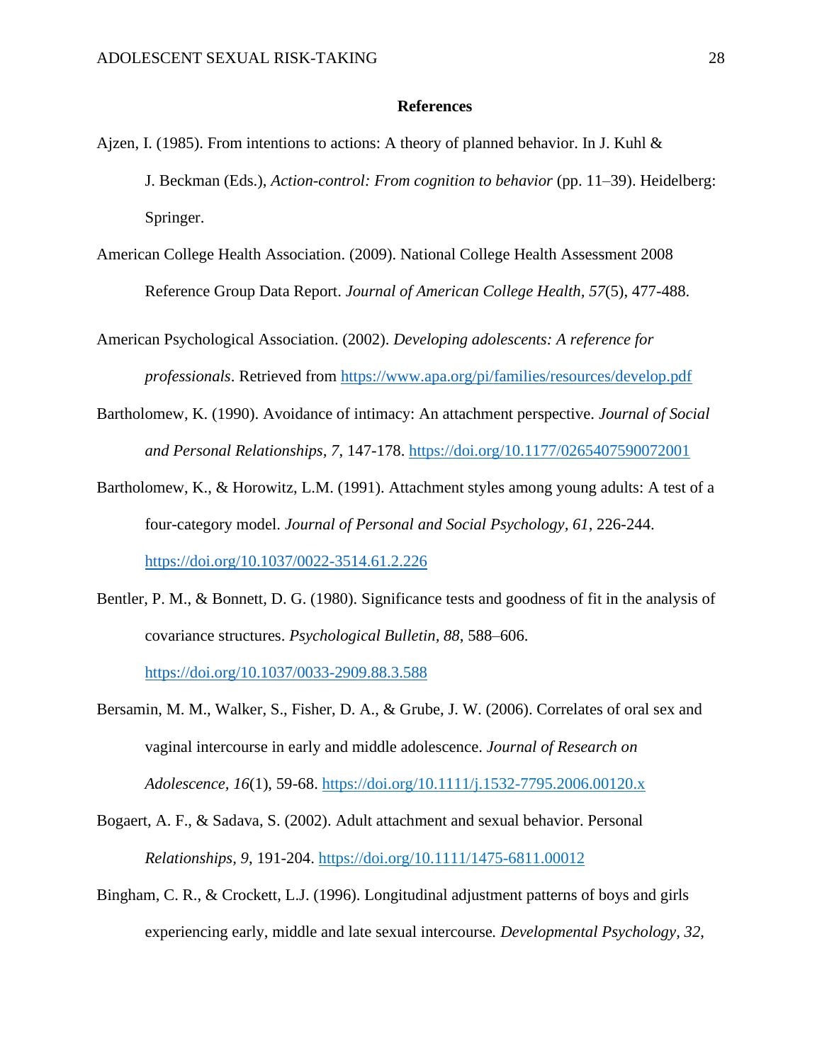**References**

Ajzen, I. (1985). From intentions to actions: A theory of planned behavior. In J. Kuhl & J. Beckman (Eds.), *Action-control: From cognition to behavior* (pp. 11–39). Heidelberg: Springer.

American College Health Association. (2009). National College Health Assessment 2008 Reference Group Data Report. *Journal of American College Health, 57*(5), 477-488.

American Psychological Association. (2002). *Developing adolescents: A reference for professionals*. Retrieved from https://www.apa.org/pi/families/resources/develop.pdf

Bartholomew, K. (1990). Avoidance of intimacy: An attachment perspective. *Journal of Social and Personal Relationships*, *7*, 147-178. https://doi.org/10.1177/0265407590072001

Bartholomew, K., & Horowitz, L.M. (1991). Attachment styles among young adults: A test of a four-category model. *Journal of Personal and Social Psychology, 61*, 226-244. https://doi.org/10.1037/0022-3514.61.2.226

Bentler, P. M., & Bonnett, D. G. (1980). Significance tests and goodness of fit in the analysis of covariance structures. *Psychological Bulletin, 88*, 588–606. https://doi.org/10.1037/0033-2909.88.3.588

Bersamin, M. M., Walker, S., Fisher, D. A., & Grube, J. W. (2006). Correlates of oral sex and vaginal intercourse in early and middle adolescence. *Journal of Research on Adolescence, 16*(1), 59-68. https://doi.org/10.1111/j.1532-7795.2006.00120.x

Bogaert, A. F., & Sadava, S. (2002). Adult attachment and sexual behavior. Personal *Relationships, 9*, 191-204. https://doi.org/10.1111/1475-6811.00012

Bingham, C. R., & Crockett, L.J. (1996). Longitudinal adjustment patterns of boys and girls experiencing early, middle and late sexual intercourse*. Developmental Psychology, 32*,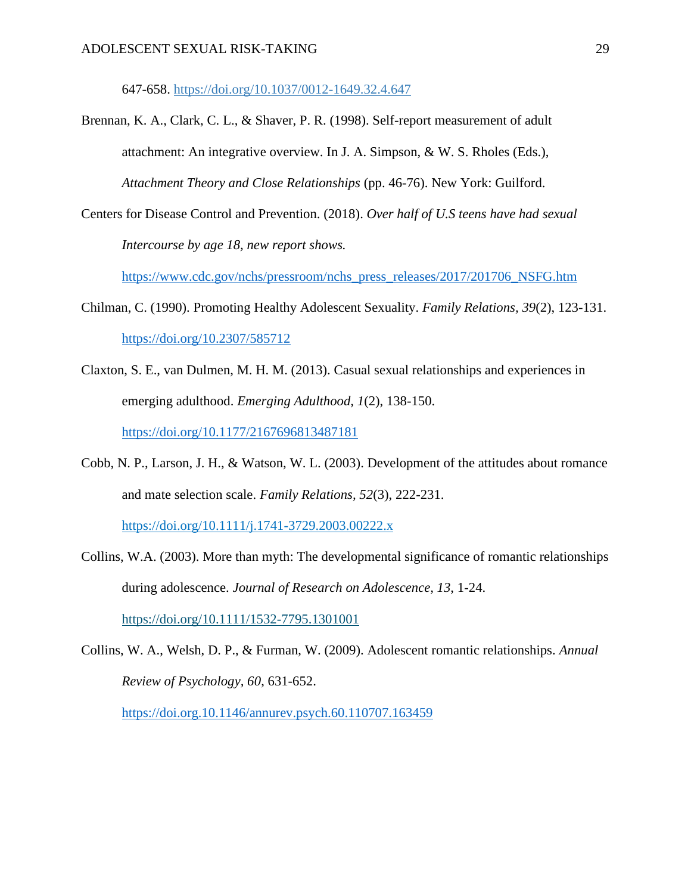647-658. https://doi.org/10.1037/0012-1649.32.4.647

Brennan, K. A., Clark, C. L., & Shaver, P. R. (1998). Self-report measurement of adult attachment: An integrative overview. In J. A. Simpson, & W. S. Rholes (Eds.), *Attachment Theory and Close Relationships* (pp. 46-76). New York: Guilford.

Centers for Disease Control and Prevention. (2018). *Over half of U.S teens have had sexual Intercourse by age 18, new report shows.* https://www.cdc.gov/nchs/pressroom/nchs_press_releases/2017/201706_NSFG.htm

Chilman, C. (1990). Promoting Healthy Adolescent Sexuality. *Family Relations, 39*(2), 123-131. https://doi.org/10.2307/585712

Claxton, S. E., van Dulmen, M. H. M. (2013). Casual sexual relationships and experiences in emerging adulthood. *Emerging Adulthood, 1*(2), 138-150. https://doi.org/10.1177/2167696813487181

Cobb, N. P., Larson, J. H., & Watson, W. L. (2003). Development of the attitudes about romance and mate selection scale. *Family Relations, 52*(3), 222-231. https://doi.org/10.1111/j.1741-3729.2003.00222.x

Collins, W.A. (2003). More than myth: The developmental significance of romantic relationships during adolescence. *Journal of Research on Adolescence, 13*, 1-24. https://doi.org/10.1111/1532-7795.1301001

Collins, W. A., Welsh, D. P., & Furman, W. (2009). Adolescent romantic relationships. *Annual Review of Psychology, 60*, 631-652. https://doi.org.10.1146/annurev.psych.60.110707.163459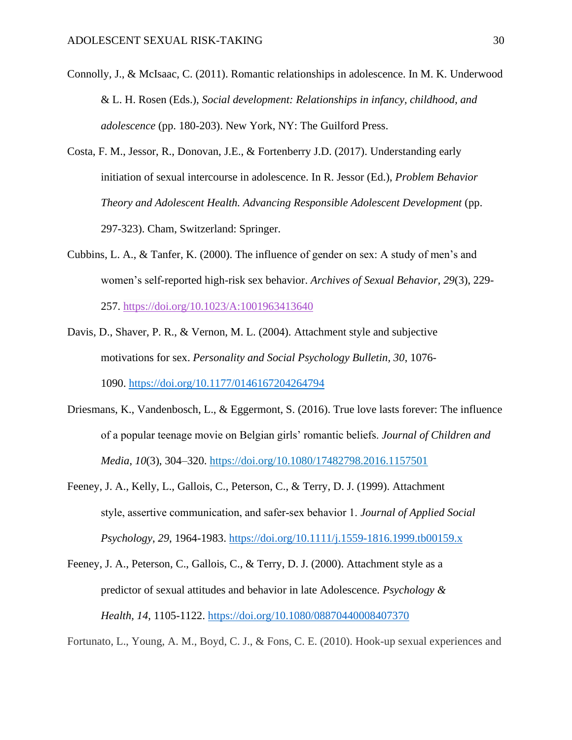Connolly, J., & McIsaac, C. (2011). Romantic relationships in adolescence. In M. K. Underwood & L. H. Rosen (Eds.), *Social development: Relationships in infancy, childhood, and adolescence* (pp. 180-203). New York, NY: The Guilford Press.

Costa, F. M., Jessor, R., Donovan, J.E., & Fortenberry J.D. (2017). Understanding early initiation of sexual intercourse in adolescence. In R. Jessor (Ed.), *Problem Behavior Theory and Adolescent Health. Advancing Responsible Adolescent Development* (pp. 297-323). Cham, Switzerland: Springer.

Cubbins, L. A., & Tanfer, K. (2000). The influence of gender on sex: A study of men's and women's self-reported high-risk sex behavior. *Archives of Sexual Behavior, 29*(3), 229-257. https://doi.org/10.1023/A:1001963413640

Davis, D., Shaver, P. R., & Vernon, M. L. (2004). Attachment style and subjective motivations for sex. *Personality and Social Psychology Bulletin*, *30*, 1076-1090. https://doi.org/10.1177/0146167204264794

Driesmans, K., Vandenbosch, L., & Eggermont, S. (2016). True love lasts forever: The influence of a popular teenage movie on Belgian girls' romantic beliefs. *Journal of Children and Media*, *10*(3), 304–320. https://doi.org/10.1080/17482798.2016.1157501

Feeney, J. A., Kelly, L., Gallois, C., Peterson, C., & Terry, D. J. (1999). Attachment style, assertive communication, and safer-sex behavior 1. *Journal of Applied Social Psychology*, *29*, 1964-1983. https://doi.org/10.1111/j.1559-1816.1999.tb00159.x

Feeney, J. A., Peterson, C., Gallois, C., & Terry, D. J. (2000). Attachment style as a predictor of sexual attitudes and behavior in late Adolescence. *Psychology & Health, 14*, 1105-1122. https://doi.org/10.1080/08870440008407370

Fortunato, L., Young, A. M., Boyd, C. J., & Fons, C. E. (2010). Hook-up sexual experiences and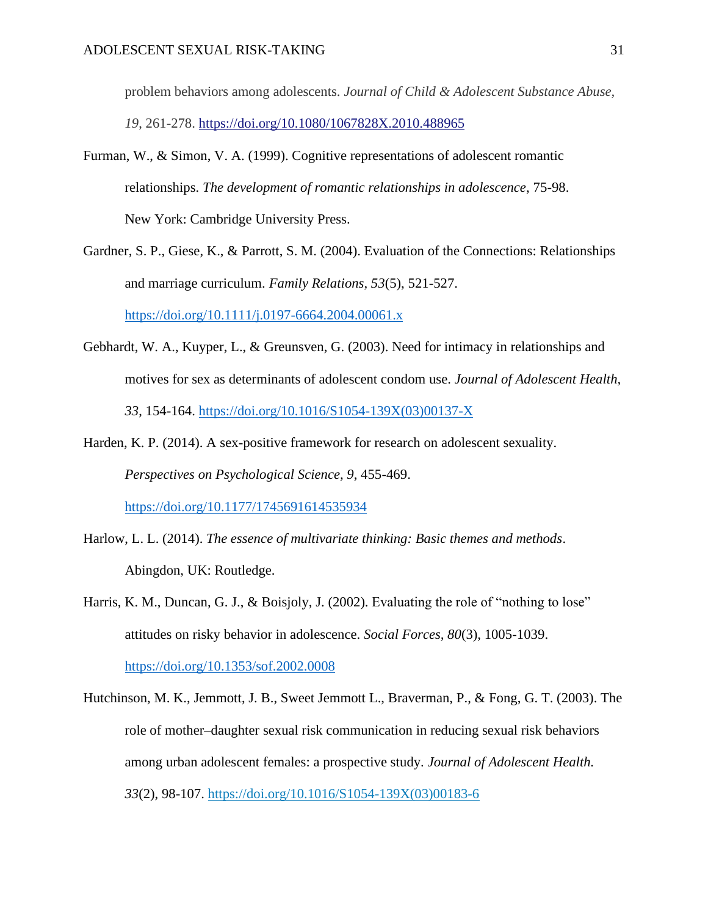problem behaviors among adolescents. *Journal of Child & Adolescent Substance Abuse, 19*, 261-278. https://doi.org/10.1080/1067828X.2010.488965

Furman, W., & Simon, V. A. (1999). Cognitive representations of adolescent romantic relationships. *The development of romantic relationships in adolescence*, 75-98. New York: Cambridge University Press.

Gardner, S. P., Giese, K., & Parrott, S. M. (2004). Evaluation of the Connections: Relationships and marriage curriculum. *Family Relations, 53*(5), 521-527. https://doi.org/10.1111/j.0197-6664.2004.00061.x

Gebhardt, W. A., Kuyper, L., & Greunsven, G. (2003). Need for intimacy in relationships and motives for sex as determinants of adolescent condom use. *Journal of Adolescent Health, 33*, 154-164. https://doi.org/10.1016/S1054-139X(03)00137-X

Harden, K. P. (2014). A sex-positive framework for research on adolescent sexuality. *Perspectives on Psychological Science, 9*, 455-469. https://doi.org/10.1177/1745691614535934

Harlow, L. L. (2014). *The essence of multivariate thinking: Basic themes and methods*. Abingdon, UK: Routledge.

Harris, K. M., Duncan, G. J., & Boisjoly, J. (2002). Evaluating the role of "nothing to lose" attitudes on risky behavior in adolescence. *Social Forces, 80*(3), 1005-1039. https://doi.org/10.1353/sof.2002.0008

Hutchinson, M. K., Jemmott, J. B., Sweet Jemmott L., Braverman, P., & Fong, G. T. (2003). The role of mother–daughter sexual risk communication in reducing sexual risk behaviors among urban adolescent females: a prospective study. *Journal of Adolescent Health. 33*(2), 98-107. https://doi.org/10.1016/S1054-139X(03)00183-6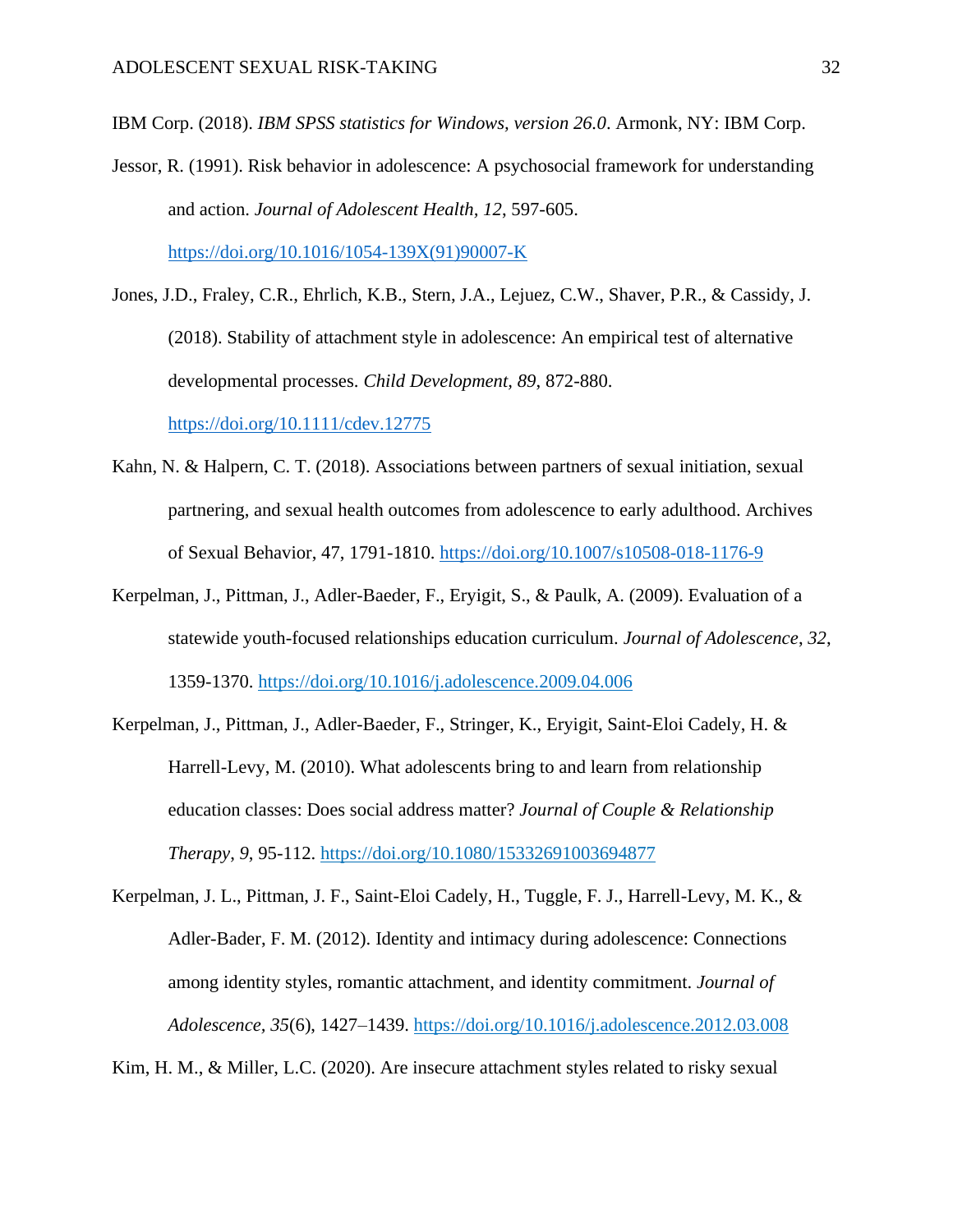IBM Corp. (2018). *IBM SPSS statistics for Windows, version 26.0*. Armonk, NY: IBM Corp.

Jessor, R. (1991). Risk behavior in adolescence: A psychosocial framework for understanding and action. *Journal of Adolescent Health*, *12*, 597-605. https://doi.org/10.1016/1054-139X(91)90007-K

Jones, J.D., Fraley, C.R., Ehrlich, K.B., Stern, J.A., Lejuez, C.W., Shaver, P.R., & Cassidy, J. (2018). Stability of attachment style in adolescence: An empirical test of alternative developmental processes. *Child Development*, *89*, 872-880. https://doi.org/10.1111/cdev.12775

Kahn, N. & Halpern, C. T. (2018). Associations between partners of sexual initiation, sexual partnering, and sexual health outcomes from adolescence to early adulthood. Archives of Sexual Behavior, 47, 1791-1810. https://doi.org/10.1007/s10508-018-1176-9

Kerpelman, J., Pittman, J., Adler-Baeder, F., Eryigit, S., & Paulk, A. (2009). Evaluation of a statewide youth-focused relationships education curriculum. *Journal of Adolescence*, *32*, 1359-1370. https://doi.org/10.1016/j.adolescence.2009.04.006

Kerpelman, J., Pittman, J., Adler-Baeder, F., Stringer, K., Eryigit, Saint-Eloi Cadely, H. & Harrell-Levy, M. (2010). What adolescents bring to and learn from relationship education classes: Does social address matter? *Journal of Couple & Relationship Therapy*, *9*, 95-112. https://doi.org/10.1080/15332691003694877

Kerpelman, J. L., Pittman, J. F., Saint-Eloi Cadely, H., Tuggle, F. J., Harrell-Levy, M. K., & Adler-Bader, F. M. (2012). Identity and intimacy during adolescence: Connections among identity styles, romantic attachment, and identity commitment. *Journal of Adolescence*, *35*(6), 1427–1439. https://doi.org/10.1016/j.adolescence.2012.03.008

Kim, H. M., & Miller, L.C. (2020). Are insecure attachment styles related to risky sexual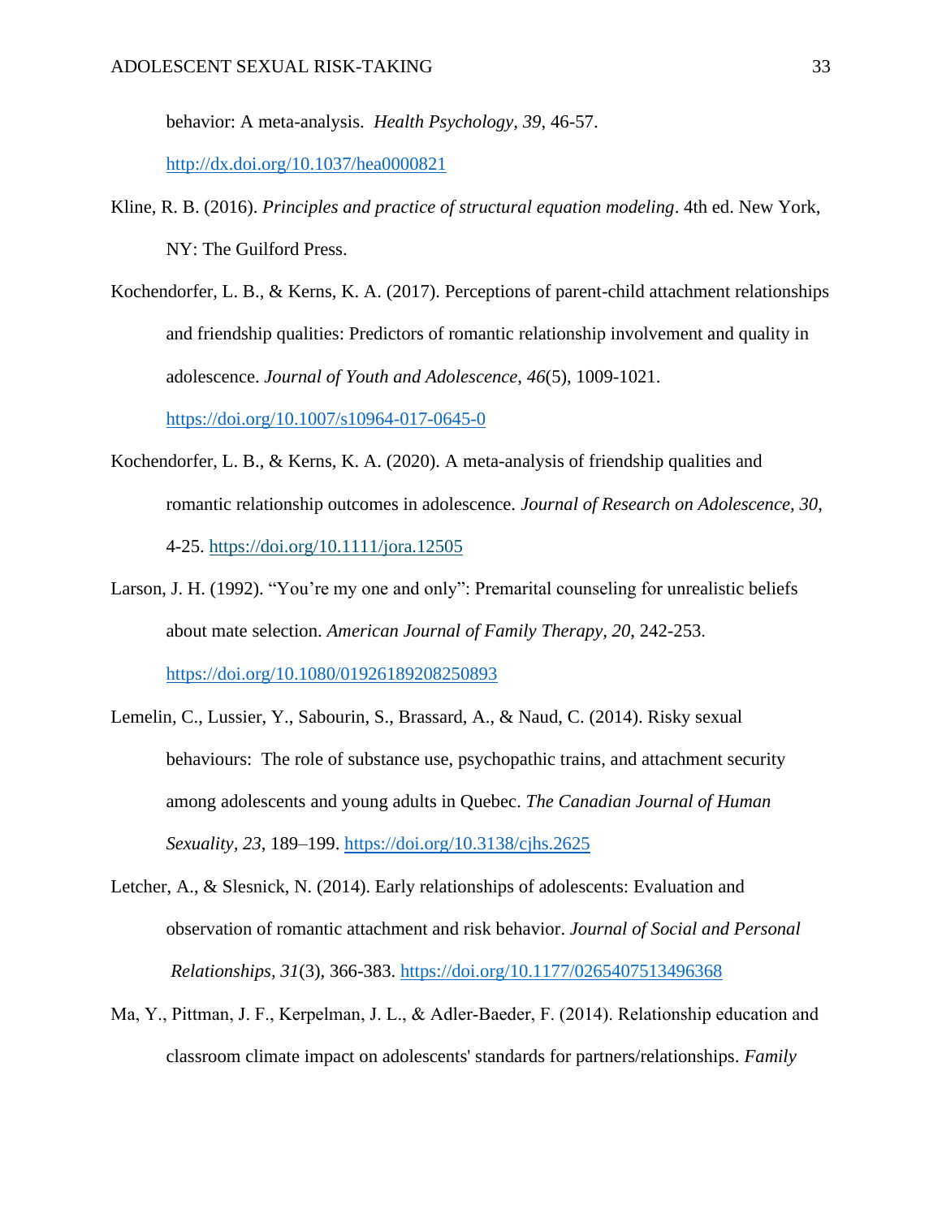behavior: A meta-analysis. *Health Psychology, 39*, 46-57. http://dx.doi.org/10.1037/hea0000821

Kline, R. B. (2016). *Principles and practice of structural equation modeling*. 4th ed. New York, NY: The Guilford Press.

Kochendorfer, L. B., & Kerns, K. A. (2017). Perceptions of parent-child attachment relationships and friendship qualities: Predictors of romantic relationship involvement and quality in adolescence. *Journal of Youth and Adolescence*, *46*(5), 1009-1021. https://doi.org/10.1007/s10964-017-0645-0

Kochendorfer, L. B., & Kerns, K. A. (2020). A meta-analysis of friendship qualities and romantic relationship outcomes in adolescence. *Journal of Research on Adolescence, 30*, 4-25. https://doi.org/10.1111/jora.12505

Larson, J. H. (1992). "You're my one and only": Premarital counseling for unrealistic beliefs about mate selection. *American Journal of Family Therapy, 20,* 242-253. https://doi.org/10.1080/01926189208250893

Lemelin, C., Lussier, Y., Sabourin, S., Brassard, A., & Naud, C. (2014). Risky sexual behaviours: The role of substance use, psychopathic trains, and attachment security among adolescents and young adults in Quebec. *The Canadian Journal of Human Sexuality, 23*, 189–199. https://doi.org/10.3138/cjhs.2625

Letcher, A., & Slesnick, N. (2014). Early relationships of adolescents: Evaluation and observation of romantic attachment and risk behavior. *Journal of Social and Personal Relationships*, *31*(3), 366-383. https://doi.org/10.1177/0265407513496368

Ma, Y., Pittman, J. F., Kerpelman, J. L., & Adler-Baeder, F. (2014). Relationship education and classroom climate impact on adolescents' standards for partners/relationships. *Family*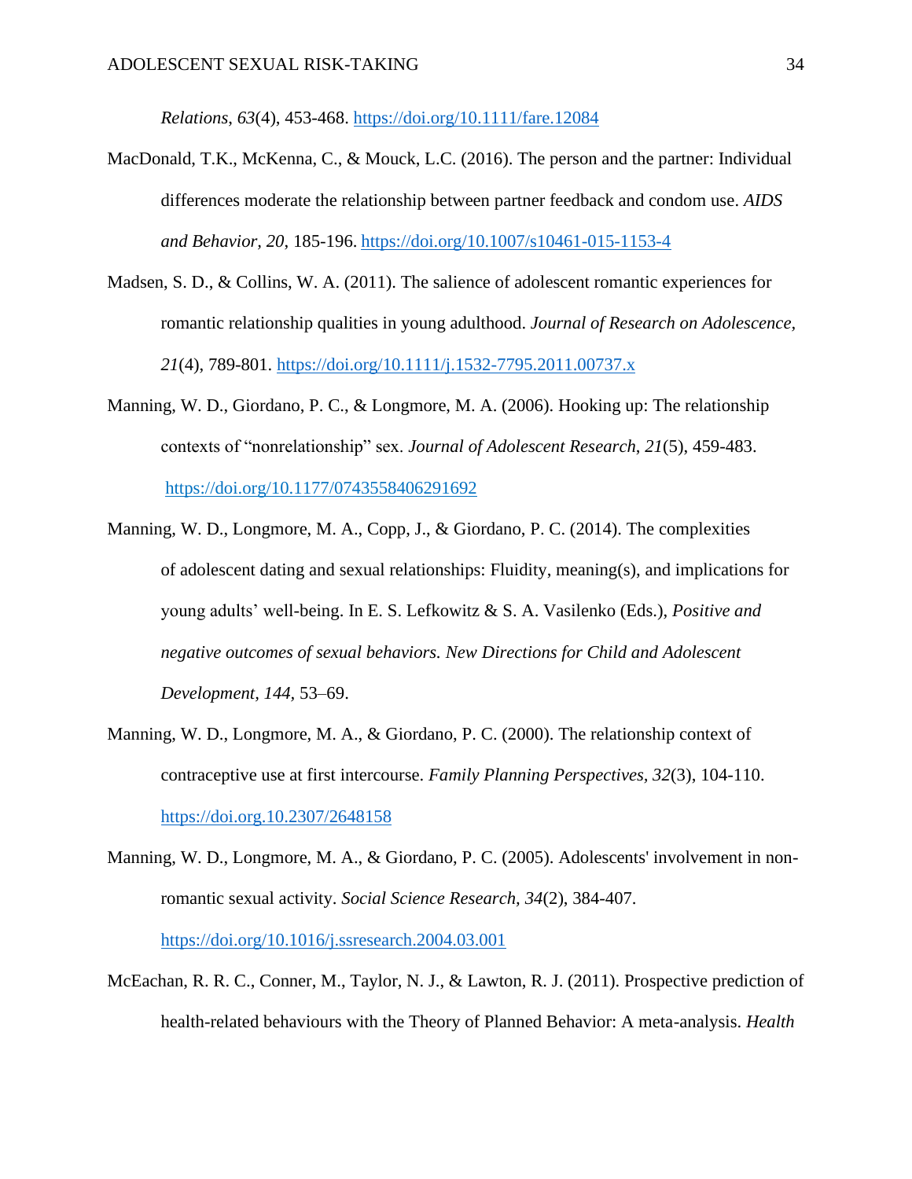*Relations*, *63*(4), 453-468. https://doi.org/10.1111/fare.12084

MacDonald, T.K., McKenna, C., & Mouck, L.C. (2016). The person and the partner: Individual differences moderate the relationship between partner feedback and condom use. *AIDS and Behavior, 20,* 185-196. https://doi.org/10.1007/s10461-015-1153-4

Madsen, S. D., & Collins, W. A. (2011). The salience of adolescent romantic experiences for romantic relationship qualities in young adulthood. *Journal of Research on Adolescence*, *21*(4), 789-801. https://doi.org/10.1111/j.1532-7795.2011.00737.x

Manning, W. D., Giordano, P. C., & Longmore, M. A. (2006). Hooking up: The relationship contexts of "nonrelationship" sex. *Journal of Adolescent Research*, *21*(5), 459-483. https://doi.org/10.1177/0743558406291692

Manning, W. D., Longmore, M. A., Copp, J., & Giordano, P. C. (2014). The complexities of adolescent dating and sexual relationships: Fluidity, meaning(s), and implications for young adults' well-being. In E. S. Lefkowitz & S. A. Vasilenko (Eds.), *Positive and negative outcomes of sexual behaviors. New Directions for Child and Adolescent Development*, *144*, 53–69.

Manning, W. D., Longmore, M. A., & Giordano, P. C. (2000). The relationship context of contraceptive use at first intercourse. *Family Planning Perspectives*, *32*(3), 104-110. https://doi.org.10.2307/2648158

Manning, W. D., Longmore, M. A., & Giordano, P. C. (2005). Adolescents' involvement in non-romantic sexual activity. *Social Science Research*, *34*(2), 384-407. https://doi.org/10.1016/j.ssresearch.2004.03.001

McEachan, R. R. C., Conner, M., Taylor, N. J., & Lawton, R. J. (2011). Prospective prediction of health-related behaviours with the Theory of Planned Behavior: A meta-analysis. *Health*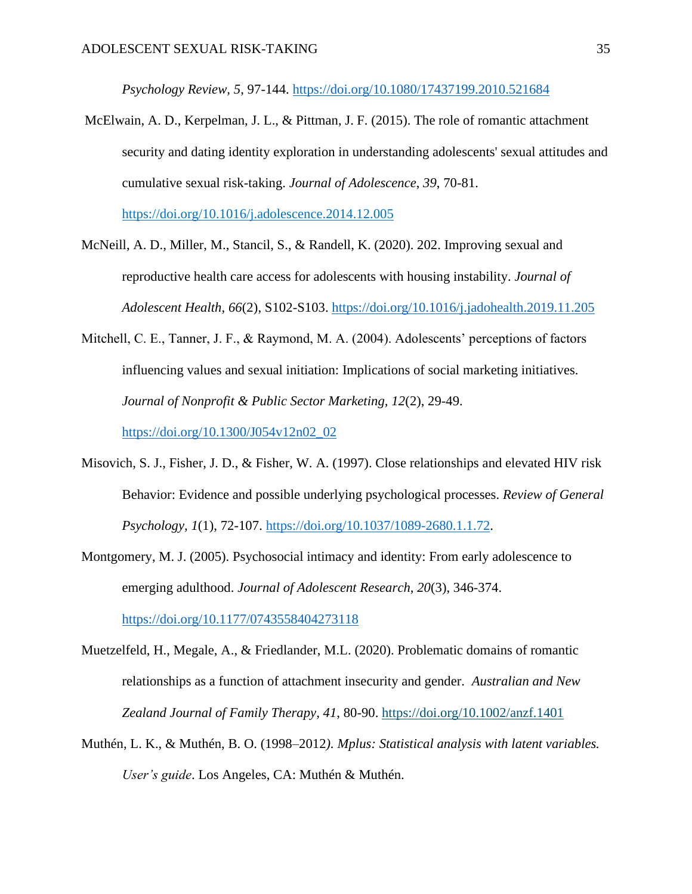*Psychology Review, 5*, 97-144. https://doi.org/10.1080/17437199.2010.521684

McElwain, A. D., Kerpelman, J. L., & Pittman, J. F. (2015). The role of romantic attachment security and dating identity exploration in understanding adolescents' sexual attitudes and cumulative sexual risk-taking. *Journal of Adolescence*, *39*, 70-81. https://doi.org/10.1016/j.adolescence.2014.12.005

McNeill, A. D., Miller, M., Stancil, S., & Randell, K. (2020). 202. Improving sexual and reproductive health care access for adolescents with housing instability. *Journal of Adolescent Health*, *66*(2), S102-S103. https://doi.org/10.1016/j.jadohealth.2019.11.205

Mitchell, C. E., Tanner, J. F., & Raymond, M. A. (2004). Adolescents' perceptions of factors influencing values and sexual initiation: Implications of social marketing initiatives. *Journal of Nonprofit & Public Sector Marketing, 12*(2), 29-49. https://doi.org/10.1300/J054v12n02_02

Misovich, S. J., Fisher, J. D., & Fisher, W. A. (1997). Close relationships and elevated HIV risk Behavior: Evidence and possible underlying psychological processes. *Review of General Psychology, 1*(1), 72-107. https://doi.org/10.1037/1089-2680.1.1.72.

Montgomery, M. J. (2005). Psychosocial intimacy and identity: From early adolescence to emerging adulthood. *Journal of Adolescent Research*, *20*(3), 346-374. https://doi.org/10.1177/0743558404273118

Muetzelfeld, H., Megale, A., & Friedlander, M.L. (2020). Problematic domains of romantic relationships as a function of attachment insecurity and gender. *Australian and New Zealand Journal of Family Therapy*, *41*, 80-90. https://doi.org/10.1002/anzf.1401

Muthén, L. K., & Muthén, B. O. (1998–2012*). Mplus: Statistical analysis with latent variables. User's guide*. Los Angeles, CA: Muthén & Muthén.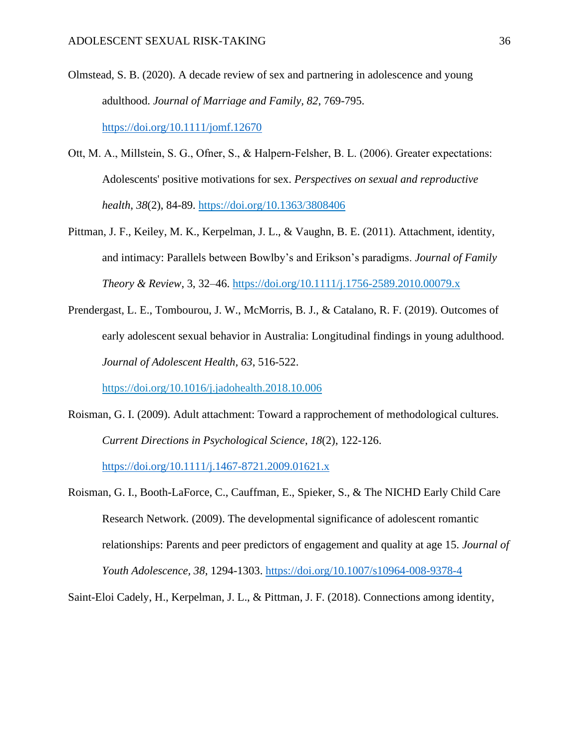Olmstead, S. B. (2020). A decade review of sex and partnering in adolescence and young adulthood. *Journal of Marriage and Family, 82*, 769-795. https://doi.org/10.1111/jomf.12670

Ott, M. A., Millstein, S. G., Ofner, S., & Halpern-Felsher, B. L. (2006). Greater expectations: Adolescents' positive motivations for sex. *Perspectives on sexual and reproductive health*, *38*(2), 84-89. https://doi.org/10.1363/3808406

Pittman, J. F., Keiley, M. K., Kerpelman, J. L., & Vaughn, B. E. (2011). Attachment, identity, and intimacy: Parallels between Bowlby's and Erikson's paradigms. *Journal of Family Theory & Review*, 3, 32–46. https://doi.org/10.1111/j.1756-2589.2010.00079.x

Prendergast, L. E., Toumbourou, J. W., McMorris, B. J., & Catalano, R. F. (2019). Outcomes of early adolescent sexual behavior in Australia: Longitudinal findings in young adulthood. *Journal of Adolescent Health*, *63*, 516-522. https://doi.org/10.1016/j.jadohealth.2018.10.006

Roisman, G. I. (2009). Adult attachment: Toward a rapprochement of methodological cultures. *Current Directions in Psychological Science*, *18*(2), 122-126. https://doi.org/10.1111/j.1467-8721.2009.01621.x

Roisman, G. I., Booth-LaForce, C., Cauffman, E., Spieker, S., & The NICHD Early Child Care Research Network. (2009). The developmental significance of adolescent romantic relationships: Parents and peer predictors of engagement and quality at age 15. *Journal of Youth Adolescence, 38*, 1294-1303. https://doi.org/10.1007/s10964-008-9378-4

Saint-Eloi Cadely, H., Kerpelman, J. L., & Pittman, J. F. (2018). Connections among identity,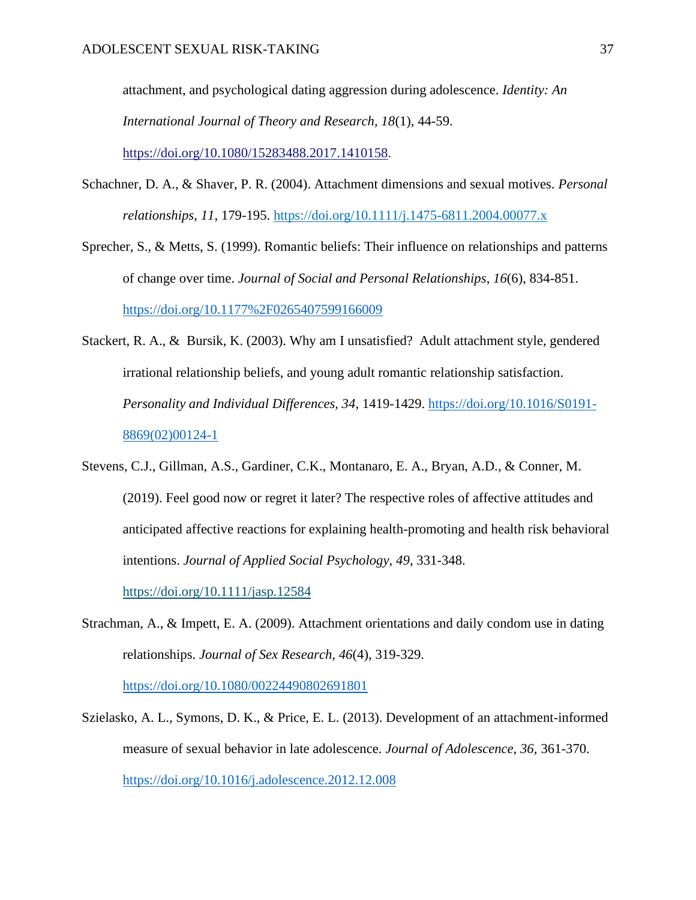attachment, and psychological dating aggression during adolescence. *Identity: An International Journal of Theory and Research, 18*(1), 44-59. https://doi.org/10.1080/15283488.2017.1410158.

Schachner, D. A., & Shaver, P. R. (2004). Attachment dimensions and sexual motives. *Personal relationships*, *11*, 179-195. https://doi.org/10.1111/j.1475-6811.2004.00077.x

Sprecher, S., & Metts, S. (1999). Romantic beliefs: Their influence on relationships and patterns of change over time. *Journal of Social and Personal Relationships*, *16*(6), 834-851. https://doi.org/10.1177%2F0265407599166009

Stackert, R. A., & Bursik, K. (2003). Why am I unsatisfied? Adult attachment style, gendered irrational relationship beliefs, and young adult romantic relationship satisfaction. *Personality and Individual Differences, 34*, 1419-1429. https://doi.org/10.1016/S0191-8869(02)00124-1

Stevens, C.J., Gillman, A.S., Gardiner, C.K., Montanaro, E. A., Bryan, A.D., & Conner, M. (2019). Feel good now or regret it later? The respective roles of affective attitudes and anticipated affective reactions for explaining health-promoting and health risk behavioral intentions. *Journal of Applied Social Psychology, 49*, 331-348. https://doi.org/10.1111/jasp.12584

Strachman, A., & Impett, E. A. (2009). Attachment orientations and daily condom use in dating relationships. *Journal of Sex Research, 46*(4), 319-329. https://doi.org/10.1080/00224490802691801

Szielasko, A. L., Symons, D. K., & Price, E. L. (2013). Development of an attachment-informed measure of sexual behavior in late adolescence. *Journal of Adolescence*, *36*, 361-370. https://doi.org/10.1016/j.adolescence.2012.12.008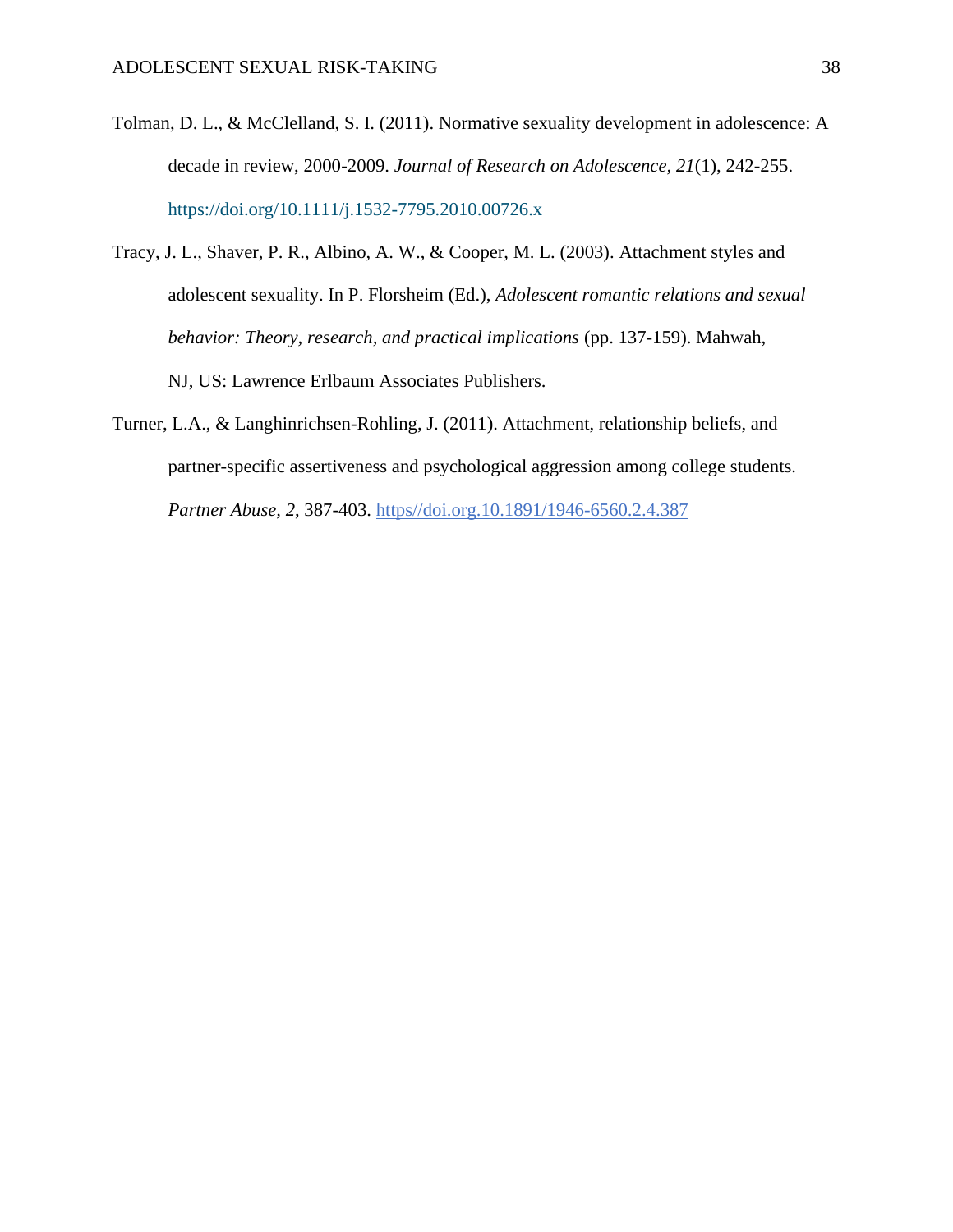Tolman, D. L., & McClelland, S. I. (2011). Normative sexuality development in adolescence: A decade in review, 2000-2009. *Journal of Research on Adolescence*, *21*(1), 242-255. https://doi.org/10.1111/j.1532-7795.2010.00726.x

Tracy, J. L., Shaver, P. R., Albino, A. W., & Cooper, M. L. (2003). Attachment styles and adolescent sexuality. In P. Florsheim (Ed.), *Adolescent romantic relations and sexual behavior: Theory, research, and practical implications* (pp. 137-159). Mahwah, NJ, US: Lawrence Erlbaum Associates Publishers.

Turner, L.A., & Langhinrichsen-Rohling, J. (2011). Attachment, relationship beliefs, and partner-specific assertiveness and psychological aggression among college students. *Partner Abuse*, *2*, 387-403. https//doi.org.10.1891/1946-6560.2.4.387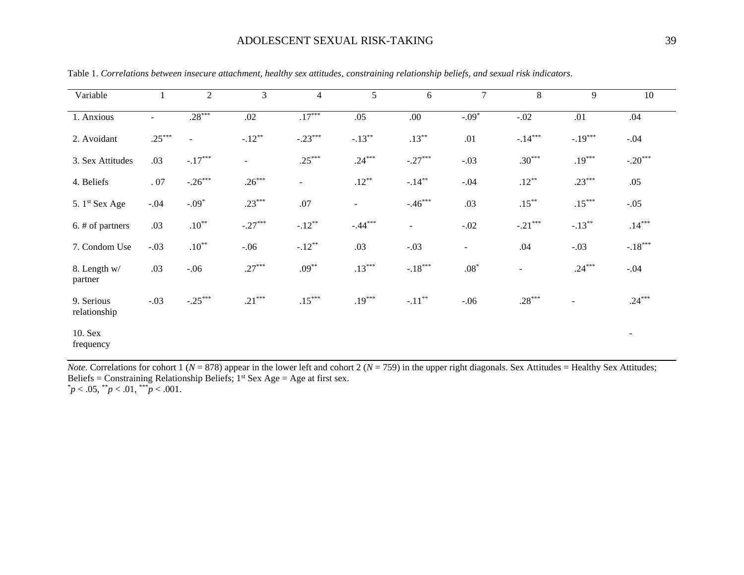Table 1. *Correlations between insecure attachment, healthy sex attitudes, constraining relationship beliefs, and sexual risk indicators*.

| Variable | 1 | 2 | 3 | 4 | 5 | 6 | 7 | 8 | 9 | 10 |
|---|---|---|---|---|---|---|---|---|---|---|
| 1. Anxious | - | .28*** | .02 | .17*** | .05 | .00 | -.09* | -.02 | .01 | .04 |
| 2. Avoidant | .25*** | - | -.12** | -.23*** | -.13** | .13** | .01 | -.14*** | -.19*** | -.04 |
| 3. Sex Attitudes | .03 | -.17*** | - | .25*** | .24*** | -.27*** | -.03 | .30*** | .19*** | -.20*** |
| 4. Beliefs | . 07 | -.26*** | .26*** | - | .12** | -.14** | -.04 | .12** | .23*** | .05 |
| 5. 1st Sex Age | -.04 | -.09* | .23*** | .07 | - | -.46*** | .03 | .15** | .15*** | -.05 |
| 6. # of partners | .03 | .10** | -.27*** | -.12** | -.44*** | - | -.02 | -.21*** | -.13** | .14*** |
| 7. Condom Use | -.03 | .10** | -.06 | -.12** | .03 | -.03 | - | .04 | -.03 | -.18*** |
| 8. Length w/ partner | .03 | -.06 | .27*** | .09** | .13*** | -.18*** | .08* | - | .24*** | -.04 |
| 9. Serious relationship | -.03 | -.25*** | .21*** | .15*** | .19*** | -.11** | -.06 | .28*** | - | .24*** |
| 10. Sex frequency | | | | | | | | | | - |

*Note*. Correlations for cohort 1 ($N$ = 878) appear in the lower left and cohort 2 ($N$ = 759) in the upper right diagonals. Sex Attitudes = Healthy Sex Attitudes; Beliefs = Constraining Relationship Beliefs; 1st Sex Age = Age at first sex.
*$p$ < .05, **$p$ < .01, ***$p$ < .001.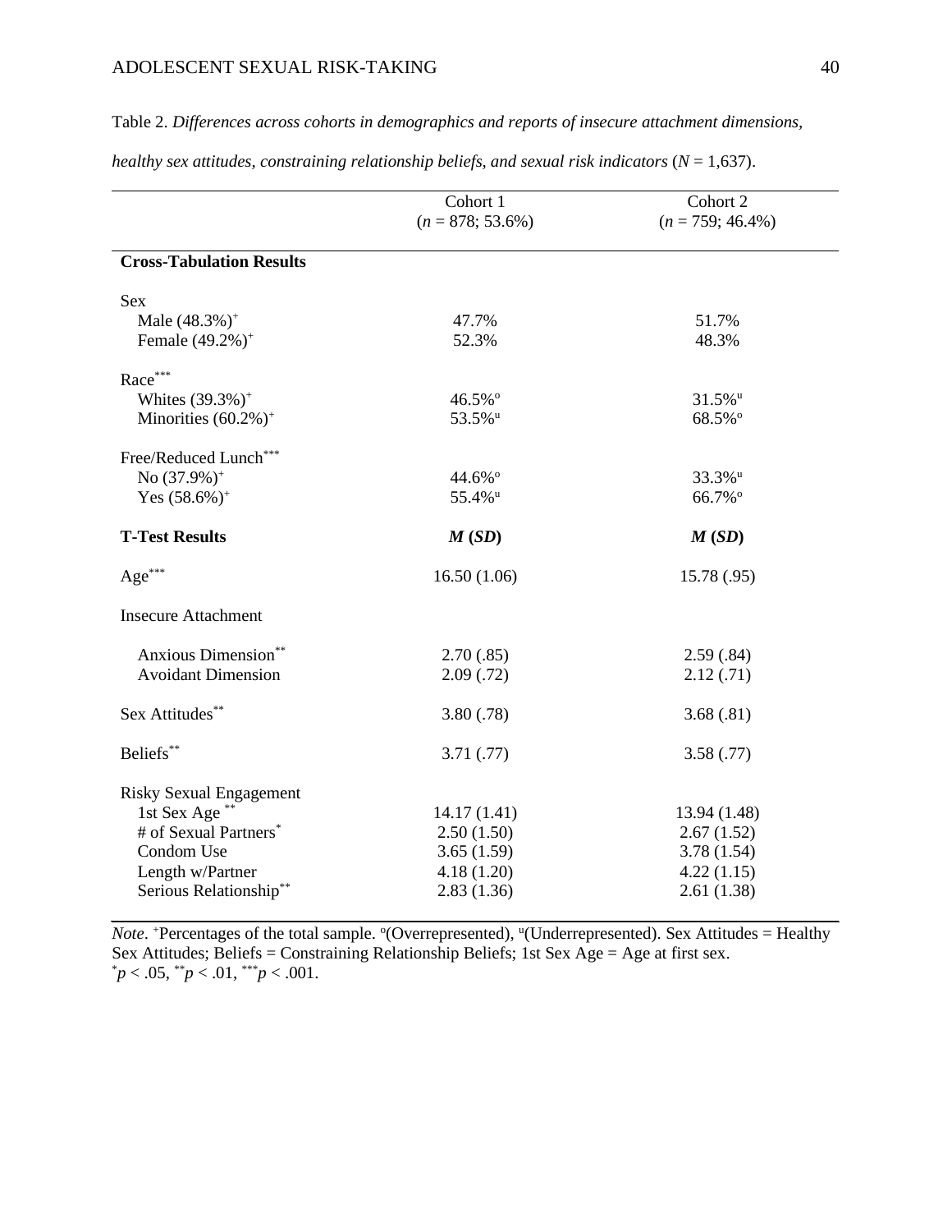Table 2. *Differences across cohorts in demographics and reports of insecure attachment dimensions, healthy sex attitudes, constraining relationship beliefs, and sexual risk indicators* ($N$ = 1,637).

| | Cohort 1 ($n$ = 878; 53.6%) | Cohort 2 ($n$ = 759; 46.4%) |
|---|---|---|
| **Cross-Tabulation Results** | | |
| Sex | | |
| Male (48.3%)$^{+}$ | 47.7% | 51.7% |
| Female (49.2%)$^{+}$ | 52.3% | 48.3% |
| Race$^{***}$ | | |
| Whites (39.3%)$^{+}$ | 46.5%$^{o}$ | 31.5%$^{u}$ |
| Minorities (60.2%)$^{+}$ | 53.5%$^{u}$ | 68.5%$^{o}$ |
| Free/Reduced Lunch$^{***}$ | | |
| No (37.9%)$^{+}$ | 44.6%$^{o}$ | 33.3%$^{u}$ |
| Yes (58.6%)$^{+}$ | 55.4%$^{u}$ | 66.7%$^{o}$ |
| **T-Test Results** | ***M* (*SD*)** | ***M* (*SD*)** |
| Age$^{***}$ | 16.50 (1.06) | 15.78 (.95) |
| Insecure Attachment | | |
| Anxious Dimension$^{**}$ | 2.70 (.85) | 2.59 (.84) |
| Avoidant Dimension | 2.09 (.72) | 2.12 (.71) |
| Sex Attitudes$^{**}$ | 3.80 (.78) | 3.68 (.81) |
| Beliefs$^{**}$ | 3.71 (.77) | 3.58 (.77) |
| Risky Sexual Engagement | | |
| 1st Sex Age$^{**}$ | 14.17 (1.41) | 13.94 (1.48) |
| # of Sexual Partners$^{*}$ | 2.50 (1.50) | 2.67 (1.52) |
| Condom Use | 3.65 (1.59) | 3.78 (1.54) |
| Length w/Partner | 4.18 (1.20) | 4.22 (1.15) |
| Serious Relationship$^{**}$ | 2.83 (1.36) | 2.61 (1.38) |

*Note*. $^{+}$Percentages of the total sample. $^{o}$(Overrepresented), $^{u}$(Underrepresented). Sex Attitudes = Healthy Sex Attitudes; Beliefs = Constraining Relationship Beliefs; 1st Sex Age = Age at first sex.
$^{*}p < .05$, $^{**}p < .01$, $^{***}p < .001$.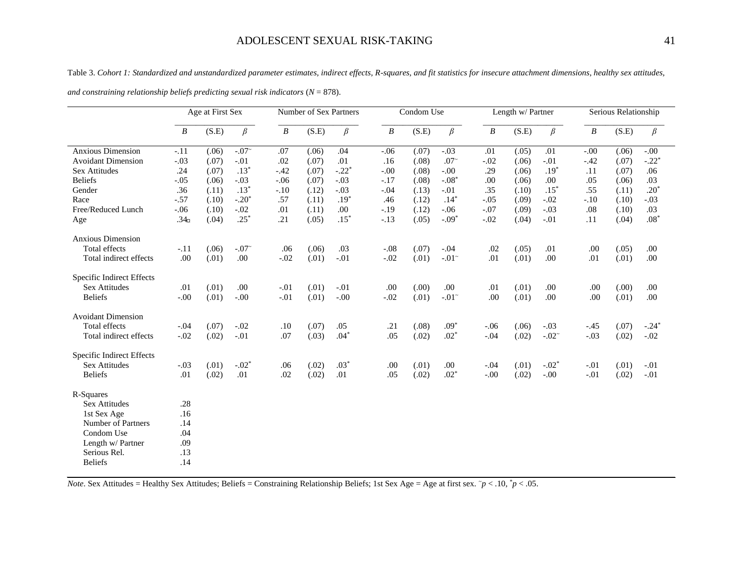Table 3. *Cohort 1: Standardized and unstandardized parameter estimates, indirect effects, R-squares, and fit statistics for insecure attachment dimensions, healthy sex attitudes, and constraining relationship beliefs predicting sexual risk indicators* ($N$ = 878).

| | Age at First Sex | | | Number of Sex Partners | | | Condom Use | | | Length w/ Partner | | | Serious Relationship | | |
|---|---|---|---|---|---|---|---|---|---|---|---|---|---|---|---|
| | *B* | (S.E) | *β* | *B* | (S.E) | *β* | *B* | (S.E) | *β* | *B* | (S.E) | *β* | *B* | (S.E) | *β* |
| Anxious Dimension | -.11 | (.06) | -.07˜ | .07 | (.06) | .04 | -.06 | (.07) | -.03 | .01 | (.05) | .01 | -.00 | (.06) | -.00 |
| Avoidant Dimension | -.03 | (.07) | -.01 | .02 | (.07) | .01 | .16 | (.08) | .07˜ | -.02 | (.06) | -.01 | -.42 | (.07) | -.22* |
| Sex Attitudes | .24 | (.07) | .13* | -.42 | (.07) | -.22* | -.00 | (.08) | -.00 | .29 | (.06) | .19* | .11 | (.07) | .06 |
| Beliefs | -.05 | (.06) | -.03 | -.06 | (.07) | -.03 | -.17 | (.08) | -.08* | .00 | (.06) | .00 | .05 | (.06) | .03 |
| Gender | .36 | (.11) | .13* | -.10 | (.12) | -.03 | -.04 | (.13) | -.01 | .35 | (.10) | .15* | .55 | (.11) | .20* |
| Race | -.57 | (.10) | -.20* | .57 | (.11) | .19* | .46 | (.12) | .14* | -.05 | (.09) | -.02 | -.10 | (.10) | -.03 |
| Free/Reduced Lunch | -.06 | (.10) | -.02 | .01 | (.11) | .00 | -.19 | (.12) | -.06 | -.07 | (.09) | -.03 | .08 | (.10) | .03 |
| Age | .34 | (.04) | .25* | .21 | (.05) | .15* | -.13 | (.05) | -.09* | -.02 | (.04) | -.01 | .11 | (.04) | .08* |
| Anxious Dimension | | | | | | | | | | | | | | | |
| Total effects | -.11 | (.06) | -.07˜ | .06 | (.06) | .03 | -.08 | (.07) | -.04 | .02 | (.05) | .01 | .00 | (.05) | .00 |
| Total indirect effects | .00 | (.01) | .00 | -.02 | (.01) | -.01 | -.02 | (.01) | -.01˜ | .01 | (.01) | .00 | .01 | (.01) | .00 |
| Specific Indirect Effects | | | | | | | | | | | | | | | |
| Sex Attitudes | .01 | (.01) | .00 | -.01 | (.01) | -.01 | .00 | (.00) | .00 | .01 | (.01) | .00 | .00 | (.00) | .00 |
| Beliefs | -.00 | (.01) | -.00 | -.01 | (.01) | -.00 | -.02 | (.01) | -.01˜ | .00 | (.01) | .00 | .00 | (.01) | .00 |
| Avoidant Dimension | | | | | | | | | | | | | | | |
| Total effects | -.04 | (.07) | -.02 | .10 | (.07) | .05 | .21 | (.08) | .09* | -.06 | (.06) | -.03 | -.45 | (.07) | -.24* |
| Total indirect effects | -.02 | (.02) | -.01 | .07 | (.03) | .04* | .05 | (.02) | .02* | -.04 | (.02) | -.02˜ | -.03 | (.02) | -.02 |
| Specific Indirect Effects | | | | | | | | | | | | | | | |
| Sex Attitudes | -.03 | (.01) | -.02* | .06 | (.02) | .03* | .00 | (.01) | .00 | -.04 | (.01) | -.02* | -.01 | (.01) | -.01 |
| Beliefs | .01 | (.02) | .01 | .02 | (.02) | .01 | .05 | (.02) | .02* | -.00 | (.02) | -.00 | -.01 | (.02) | -.01 |
| R-Squares | | | | | | | | | | | | | | | |
| Sex Attitudes | .28 | | | | | | | | | | | | | | |
| 1st Sex Age | .16 | | | | | | | | | | | | | | |
| Number of Partners | .14 | | | | | | | | | | | | | | |
| Condom Use | .04 | | | | | | | | | | | | | | |
| Length w/ Partner | .09 | | | | | | | | | | | | | | |
| Serious Rel. | .13 | | | | | | | | | | | | | | |
| Beliefs | .14 | | | | | | | | | | | | | | |

*Note*. Sex Attitudes = Healthy Sex Attitudes; Beliefs = Constraining Relationship Beliefs; 1st Sex Age = Age at first sex. ˜$p < .10$, *$p < .05$.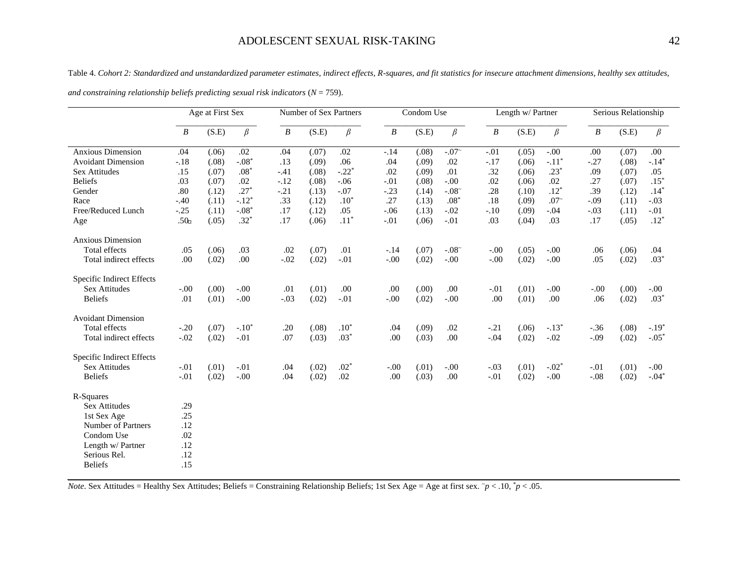Table 4. *Cohort 2: Standardized and unstandardized parameter estimates, indirect effects, R-squares, and fit statistics for insecure attachment dimensions, healthy sex attitudes, and constraining relationship beliefs predicting sexual risk indicators* (*N* = 759).

| | Age at First Sex | | | Number of Sex Partners | | | Condom Use | | | Length w/ Partner | | | Serious Relationship | | |
|---|---|---|---|---|---|---|---|---|---|---|---|---|---|---|---|
| | *B* | (S.E) | *β* | *B* | (S.E) | *β* | *B* | (S.E) | *β* | *B* | (S.E) | *β* | *B* | (S.E) | *β* |
| Anxious Dimension | .04 | (.06) | .02 | .04 | (.07) | .02 | -.14 | (.08) | -.07~ | -.01 | (.05) | -.00 | .00 | (.07) | .00 |
| Avoidant Dimension | -.18 | (.08) | -.08* | .13 | (.09) | .06 | .04 | (.09) | .02 | -.17 | (.06) | -.11* | -.27 | (.08) | -.14* |
| Sex Attitudes | .15 | (.07) | .08* | -.41 | (.08) | -.22* | .02 | (.09) | .01 | .32 | (.06) | .23* | .09 | (.07) | .05 |
| Beliefs | .03 | (.07) | .02 | -.12 | (.08) | -.06 | -.01 | (.08) | -.00 | .02 | (.06) | .02 | .27 | (.07) | .15* |
| Gender | .80 | (.12) | .27* | -.21 | (.13) | -.07 | -.23 | (.14) | -.08~ | .28 | (.10) | .12* | .39 | (.12) | .14* |
| Race | -.40 | (.11) | -.12* | .33 | (.12) | .10* | .27 | (.13) | .08* | .18 | (.09) | .07~ | -.09 | (.11) | -.03 |
| Free/Reduced Lunch | -.25 | (.11) | -.08* | .17 | (.12) | .05 | -.06 | (.13) | -.02 | -.10 | (.09) | -.04 | -.03 | (.11) | -.01 |
| Age | .50 | (.05) | .32* | .17 | (.06) | .11* | -.01 | (.06) | -.01 | .03 | (.04) | .03 | .17 | (.05) | .12* |
| Anxious Dimension | | | | | | | | | | | | | | | |
| Total effects | .05 | (.06) | .03 | .02 | (.07) | .01 | -.14 | (.07) | -.08~ | -.00 | (.05) | -.00 | .06 | (.06) | .04 |
| Total indirect effects | .00 | (.02) | .00 | -.02 | (.02) | -.01 | -.00 | (.02) | -.00 | -.00 | (.02) | -.00 | .05 | (.02) | .03* |
| Specific Indirect Effects | | | | | | | | | | | | | | | |
| Sex Attitudes | -.00 | (.00) | -.00 | .01 | (.01) | .00 | .00 | (.00) | .00 | -.01 | (.01) | -.00 | -.00 | (.00) | -.00 |
| Beliefs | .01 | (.01) | -.00 | -.03 | (.02) | -.01 | -.00 | (.02) | -.00 | .00 | (.01) | .00 | .06 | (.02) | .03* |
| Avoidant Dimension | | | | | | | | | | | | | | | |
| Total effects | -.20 | (.07) | -.10* | .20 | (.08) | .10* | .04 | (.09) | .02 | -.21 | (.06) | -.13* | -.36 | (.08) | -.19* |
| Total indirect effects | -.02 | (.02) | -.01 | .07 | (.03) | .03* | .00 | (.03) | .00 | -.04 | (.02) | -.02 | -.09 | (.02) | -.05* |
| Specific Indirect Effects | | | | | | | | | | | | | | | |
| Sex Attitudes | -.01 | (.01) | -.01 | .04 | (.02) | .02* | -.00 | (.01) | -.00 | -.03 | (.01) | -.02* | -.01 | (.01) | -.00 |
| Beliefs | -.01 | (.02) | -.00 | .04 | (.02) | .02 | .00 | (.03) | .00 | -.01 | (.02) | -.00 | -.08 | (.02) | -.04* |
| R-Squares | | | | | | | | | | | | | | | |
| Sex Attitudes | .29 | | | | | | | | | | | | | | |
| 1st Sex Age | .25 | | | | | | | | | | | | | | |
| Number of Partners | .12 | | | | | | | | | | | | | | |
| Condom Use | .02 | | | | | | | | | | | | | | |
| Length w/ Partner | .12 | | | | | | | | | | | | | | |
| Serious Rel. | .12 | | | | | | | | | | | | | | |
| Beliefs | .15 | | | | | | | | | | | | | | |

*Note*. Sex Attitudes = Healthy Sex Attitudes; Beliefs = Constraining Relationship Beliefs; 1st Sex Age = Age at first sex. ~*p* < .10, \**p* < .05.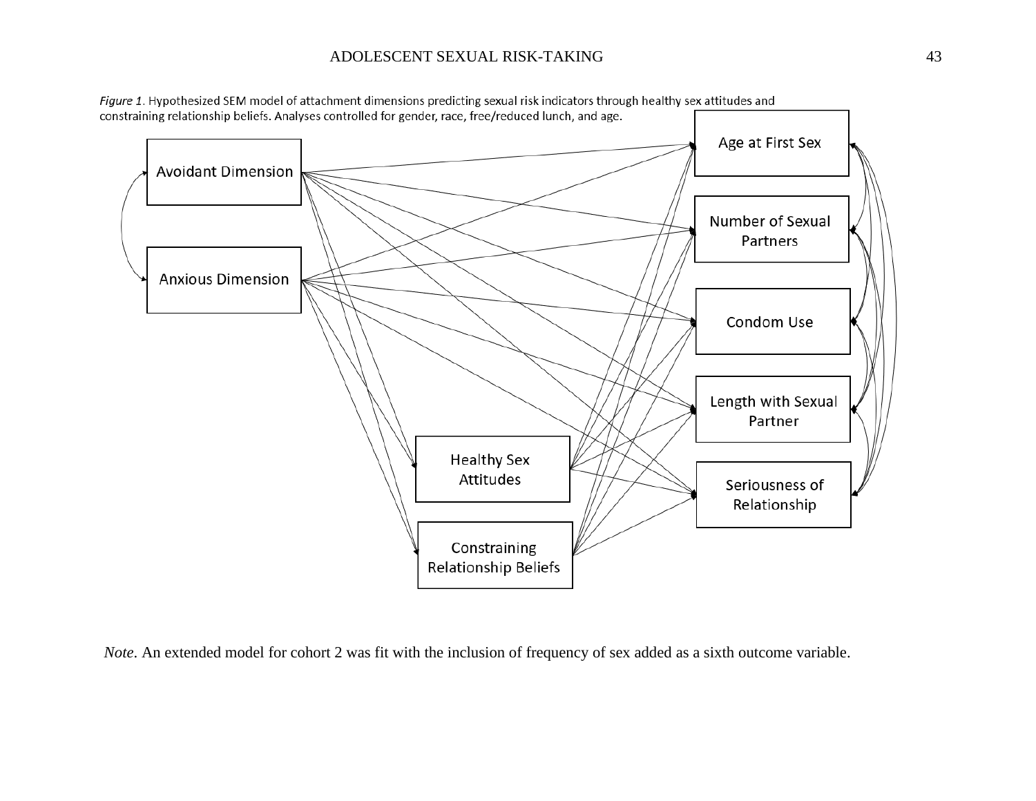*Figure 1*. Hypothesized SEM model of attachment dimensions predicting sexual risk indicators through healthy sex attitudes and constraining relationship beliefs. Analyses controlled for gender, race, free/reduced lunch, and age.

Avoidant Dimension

Anxious Dimension

Healthy Sex Attitudes

Constraining Relationship Beliefs

Age at First Sex

Number of Sexual Partners

Condom Use

Length with Sexual Partner

Seriousness of Relationship

*Note.* An extended model for cohort 2 was fit with the inclusion of frequency of sex added as a sixth outcome variable.